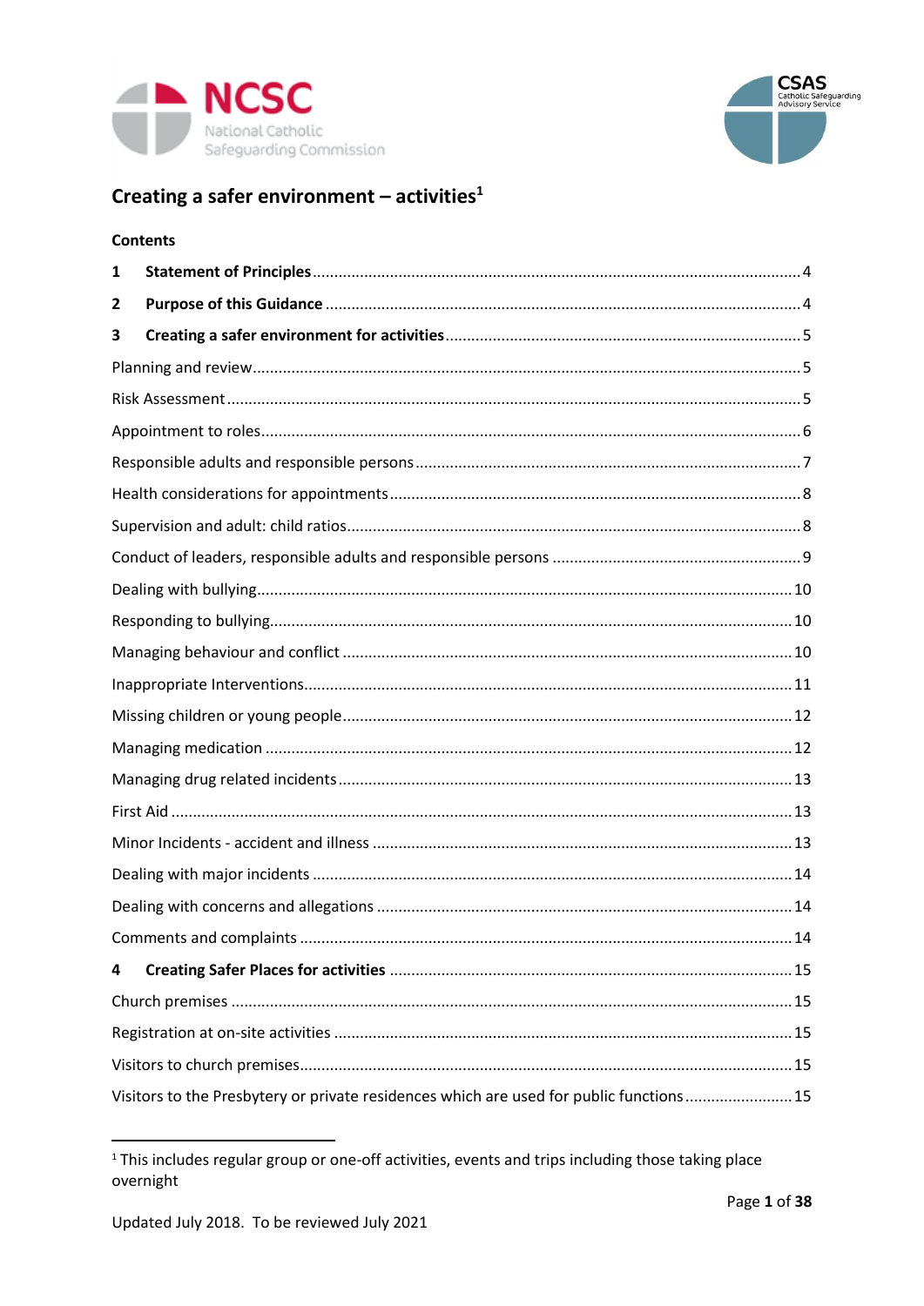NCSC National Catholic Safeguarding Commission

CSAS Catholic Safeguarding Advisory Service

# Creating a safer environment – activities[1]

## Contents

**1 Statement of Principles** ........ 4

**2 Purpose of this Guidance** ........ 4

**3 Creating a safer environment for activities** ........ 5

Planning and review ........ 5

Risk Assessment ........ 5

Appointment to roles ........ 6

Responsible adults and responsible persons ........ 7

Health considerations for appointments ........ 8

Supervision and adult: child ratios ........ 8

Conduct of leaders, responsible adults and responsible persons ........ 9

Dealing with bullying ........ 10

Responding to bullying ........ 10

Managing behaviour and conflict ........ 10

Inappropriate Interventions ........ 11

Missing children or young people ........ 12

Managing medication ........ 12

Managing drug related incidents ........ 13

First Aid ........ 13

Minor Incidents - accident and illness ........ 13

Dealing with major incidents ........ 14

Dealing with concerns and allegations ........ 14

Comments and complaints ........ 14

**4 Creating Safer Places for activities** ........ 15

Church premises ........ 15

Registration at on-site activities ........ 15

Visitors to church premises ........ 15

Visitors to the Presbytery or private residences which are used for public functions ........ 15

[1] This includes regular group or one-off activities, events and trips including those taking place overnight

Updated July 2018. To be reviewed July 2021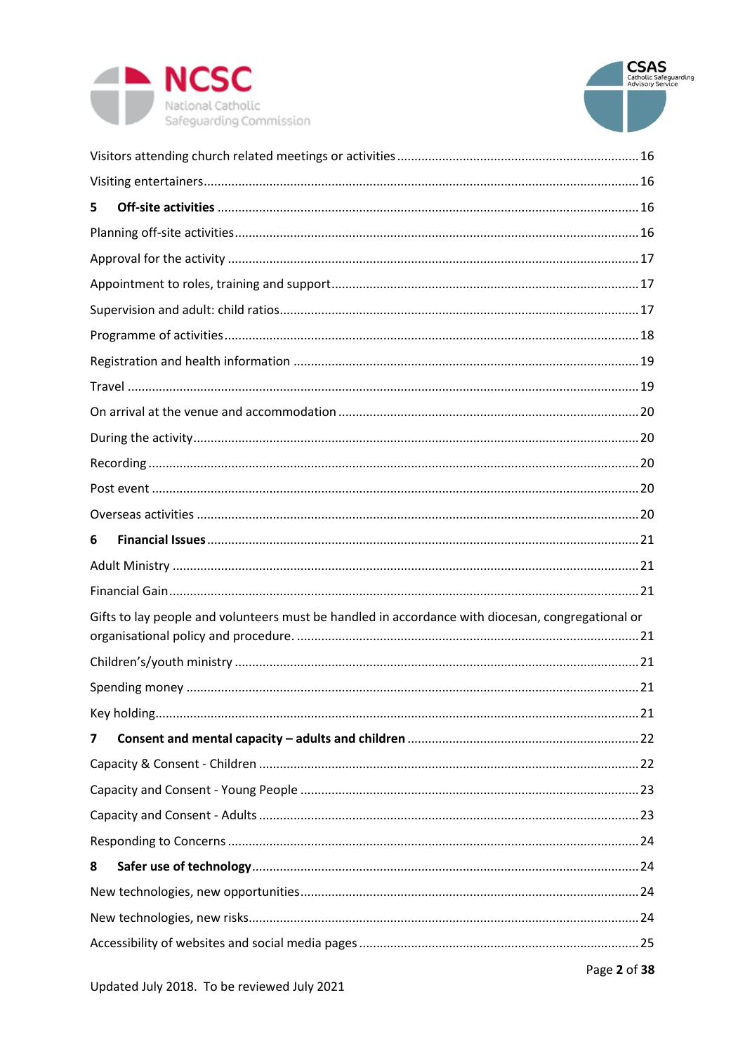Visitors attending church related meetings or activities ..................................................................16

Visiting entertainers..........................................................................................................................16

**5 Off-site activities** .........................................................................................................................16

Planning off-site activities..................................................................................................................16

Approval for the activity ....................................................................................................................17

Appointment to roles, training and support......................................................................................17

Supervision and adult: child ratios......................................................................................................17

Programme of activities......................................................................................................................18

Registration and health information ..................................................................................................19

Travel ..................................................................................................................................................19

On arrival at the venue and accommodation .....................................................................................20

During the activity...............................................................................................................................20

Recording ............................................................................................................................................20

Post event ...........................................................................................................................................20

Overseas activities ..............................................................................................................................20

**6 Financial Issues** ..........................................................................................................................21

Adult Ministry .....................................................................................................................................21

Financial Gain......................................................................................................................................21

Gifts to lay people and volunteers must be handled in accordance with diocesan, congregational or organisational policy and procedure. ..................................................................................................21

Children's/youth ministry ...................................................................................................................21

Spending money .................................................................................................................................21

Key holding..........................................................................................................................................21

**7 Consent and mental capacity – adults and children** ..................................................................22

Capacity & Consent - Children ............................................................................................................22

Capacity and Consent - Young People ................................................................................................23

Capacity and Consent - Adults ............................................................................................................23

Responding to Concerns .....................................................................................................................24

**8 Safer use of technology**..............................................................................................................24

New technologies, new opportunities.................................................................................................24

New technologies, new risks...............................................................................................................24

Accessibility of websites and social media pages ...............................................................................25

Updated July 2018. To be reviewed July 2021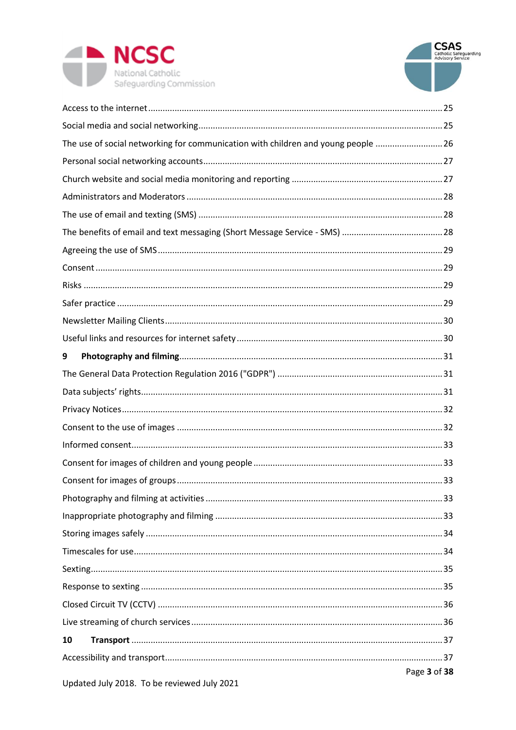Access to the internet ........................................................................................................ 25

Social media and social networking ................................................................................... 25

The use of social networking for communication with children and young people ........................... 26

Personal social networking accounts .................................................................................. 27

Church website and social media monitoring and reporting .............................................................. 27

Administrators and Moderators ........................................................................................ 28

The use of email and texting (SMS) ................................................................................... 28

The benefits of email and text messaging (Short Message Service - SMS) ......................................... 28

Agreeing the use of SMS .................................................................................................... 29

Consent ............................................................................................................................. 29

Risks .................................................................................................................................. 29

Safer practice ..................................................................................................................... 29

Newsletter Mailing Clients ................................................................................................. 30

Useful links and resources for internet safety ................................................................... 30

**9 Photography and filming** ........................................................................................... 31

The General Data Protection Regulation 2016 ("GDPR") ................................................... 31

Data subjects' rights ........................................................................................................... 31

Privacy Notices ................................................................................................................... 32

Consent to the use of images ............................................................................................. 32

Informed consent ............................................................................................................... 33

Consent for images of children and young people ............................................................ 33

Consent for images of groups ............................................................................................ 33

Photography and filming at activities ................................................................................ 33

Inappropriate photography and filming ............................................................................ 33

Storing images safely ......................................................................................................... 34

Timescales for use .............................................................................................................. 34

Sexting ............................................................................................................................... 35

Response to sexting ........................................................................................................... 35

Closed Circuit TV (CCTV) .................................................................................................... 36

Live streaming of church services ...................................................................................... 36

**10 Transport** ................................................................................................................. 37

Accessibility and transport ................................................................................................. 37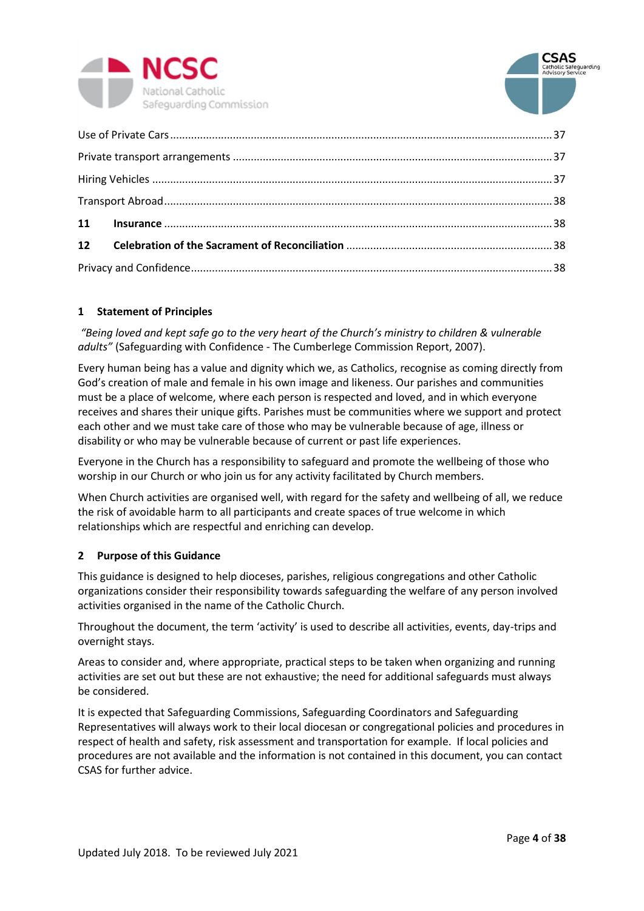Use of Private Cars ........................................................................................................................ 37

Private transport arrangements .................................................................................................... 37

Hiring Vehicles ............................................................................................................................... 37

Transport Abroad ........................................................................................................................... 38

**11 Insurance** ................................................................................................................................ 38

**12 Celebration of the Sacrament of Reconciliation** ................................................................... 38

Privacy and Confidence ................................................................................................................... 38

## 1 Statement of Principles

*"Being loved and kept safe go to the very heart of the Church's ministry to children & vulnerable adults"* (Safeguarding with Confidence - The Cumberlege Commission Report, 2007).

Every human being has a value and dignity which we, as Catholics, recognise as coming directly from God's creation of male and female in his own image and likeness. Our parishes and communities must be a place of welcome, where each person is respected and loved, and in which everyone receives and shares their unique gifts. Parishes must be communities where we support and protect each other and we must take care of those who may be vulnerable because of age, illness or disability or who may be vulnerable because of current or past life experiences.

Everyone in the Church has a responsibility to safeguard and promote the wellbeing of those who worship in our Church or who join us for any activity facilitated by Church members.

When Church activities are organised well, with regard for the safety and wellbeing of all, we reduce the risk of avoidable harm to all participants and create spaces of true welcome in which relationships which are respectful and enriching can develop.

## 2 Purpose of this Guidance

This guidance is designed to help dioceses, parishes, religious congregations and other Catholic organizations consider their responsibility towards safeguarding the welfare of any person involved activities organised in the name of the Catholic Church.

Throughout the document, the term 'activity' is used to describe all activities, events, day-trips and overnight stays.

Areas to consider and, where appropriate, practical steps to be taken when organizing and running activities are set out but these are not exhaustive; the need for additional safeguards must always be considered.

It is expected that Safeguarding Commissions, Safeguarding Coordinators and Safeguarding Representatives will always work to their local diocesan or congregational policies and procedures in respect of health and safety, risk assessment and transportation for example. If local policies and procedures are not available and the information is not contained in this document, you can contact CSAS for further advice.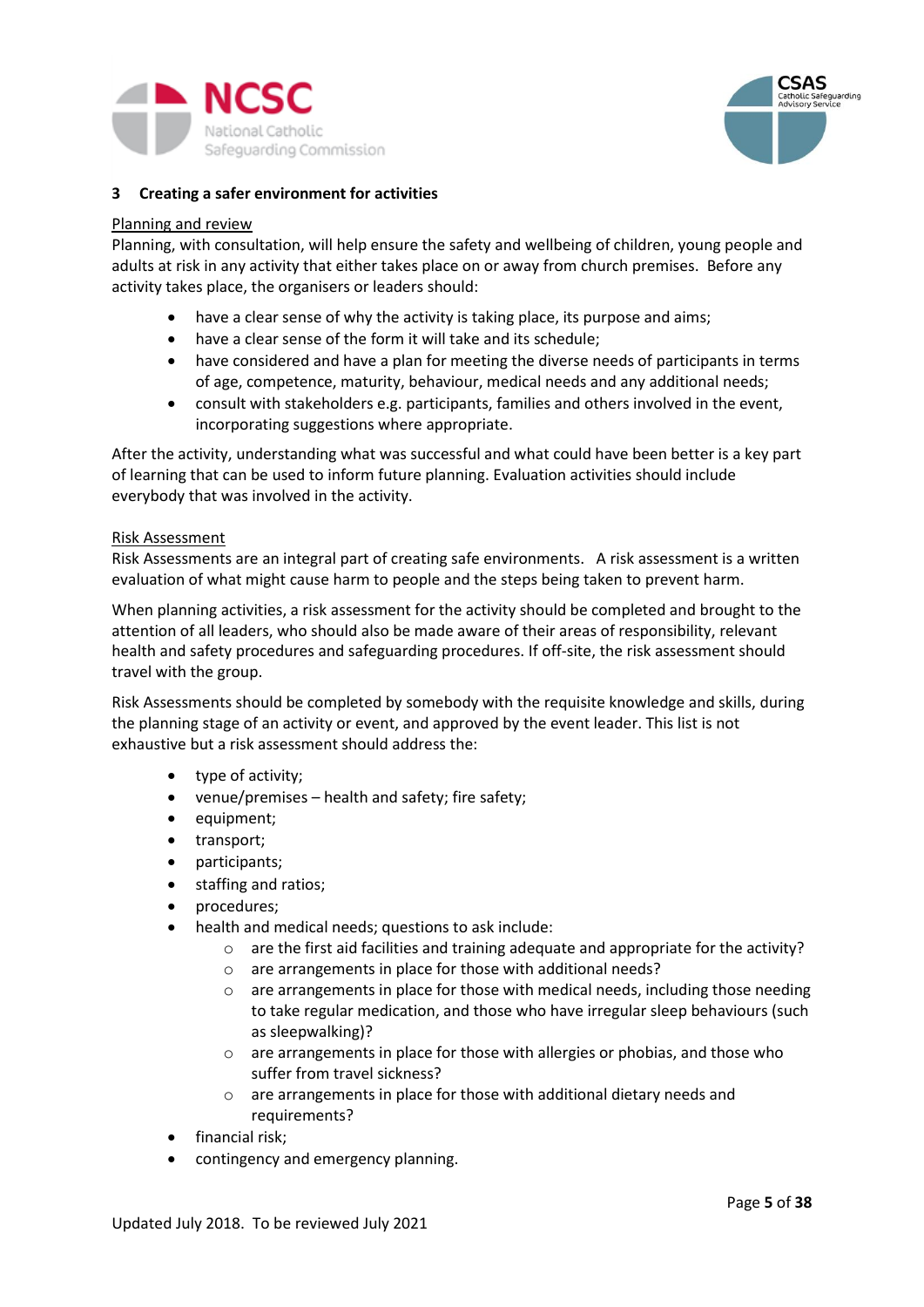## 3 Creating a safer environment for activities

Planning and review

Planning, with consultation, will help ensure the safety and wellbeing of children, young people and adults at risk in any activity that either takes place on or away from church premises. Before any activity takes place, the organisers or leaders should:

- have a clear sense of why the activity is taking place, its purpose and aims;
- have a clear sense of the form it will take and its schedule;
- have considered and have a plan for meeting the diverse needs of participants in terms of age, competence, maturity, behaviour, medical needs and any additional needs;
- consult with stakeholders e.g. participants, families and others involved in the event, incorporating suggestions where appropriate.

After the activity, understanding what was successful and what could have been better is a key part of learning that can be used to inform future planning. Evaluation activities should include everybody that was involved in the activity.

Risk Assessment

Risk Assessments are an integral part of creating safe environments. A risk assessment is a written evaluation of what might cause harm to people and the steps being taken to prevent harm.

When planning activities, a risk assessment for the activity should be completed and brought to the attention of all leaders, who should also be made aware of their areas of responsibility, relevant health and safety procedures and safeguarding procedures. If off-site, the risk assessment should travel with the group.

Risk Assessments should be completed by somebody with the requisite knowledge and skills, during the planning stage of an activity or event, and approved by the event leader. This list is not exhaustive but a risk assessment should address the:

- type of activity;
- venue/premises – health and safety; fire safety;
- equipment;
- transport;
- participants;
- staffing and ratios;
- procedures;
- health and medical needs; questions to ask include:
  - are the first aid facilities and training adequate and appropriate for the activity?
  - are arrangements in place for those with additional needs?
  - are arrangements in place for those with medical needs, including those needing to take regular medication, and those who have irregular sleep behaviours (such as sleepwalking)?
  - are arrangements in place for those with allergies or phobias, and those who suffer from travel sickness?
  - are arrangements in place for those with additional dietary needs and requirements?
- financial risk;
- contingency and emergency planning.

Updated July 2018. To be reviewed July 2021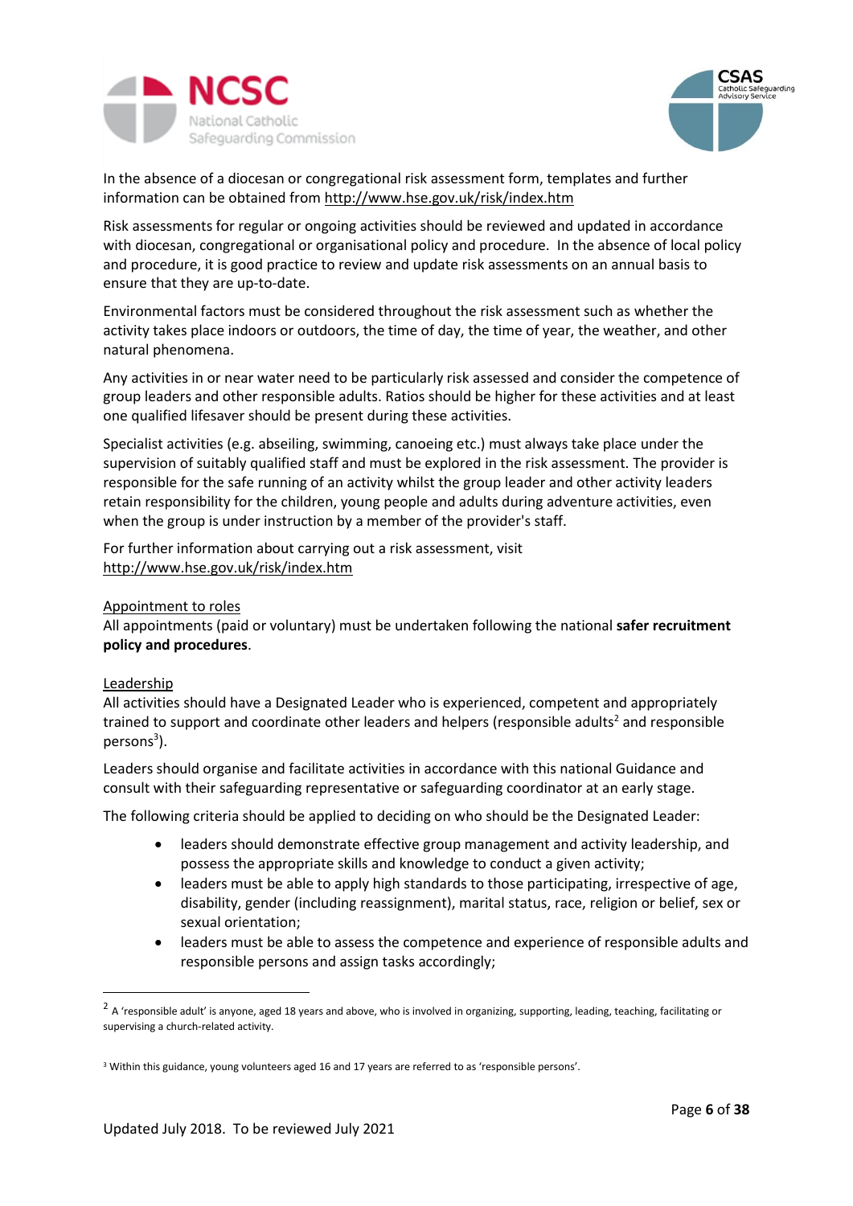In the absence of a diocesan or congregational risk assessment form, templates and further information can be obtained from http://www.hse.gov.uk/risk/index.htm

Risk assessments for regular or ongoing activities should be reviewed and updated in accordance with diocesan, congregational or organisational policy and procedure. In the absence of local policy and procedure, it is good practice to review and update risk assessments on an annual basis to ensure that they are up-to-date.

Environmental factors must be considered throughout the risk assessment such as whether the activity takes place indoors or outdoors, the time of day, the time of year, the weather, and other natural phenomena.

Any activities in or near water need to be particularly risk assessed and consider the competence of group leaders and other responsible adults. Ratios should be higher for these activities and at least one qualified lifesaver should be present during these activities.

Specialist activities (e.g. abseiling, swimming, canoeing etc.) must always take place under the supervision of suitably qualified staff and must be explored in the risk assessment. The provider is responsible for the safe running of an activity whilst the group leader and other activity leaders retain responsibility for the children, young people and adults during adventure activities, even when the group is under instruction by a member of the provider's staff.

For further information about carrying out a risk assessment, visit http://www.hse.gov.uk/risk/index.htm

Appointment to roles

All appointments (paid or voluntary) must be undertaken following the national **safer recruitment policy and procedures**.

Leadership

All activities should have a Designated Leader who is experienced, competent and appropriately trained to support and coordinate other leaders and helpers (responsible adults[2] and responsible persons[3]).

Leaders should organise and facilitate activities in accordance with this national Guidance and consult with their safeguarding representative or safeguarding coordinator at an early stage.

The following criteria should be applied to deciding on who should be the Designated Leader:

- leaders should demonstrate effective group management and activity leadership, and possess the appropriate skills and knowledge to conduct a given activity;
- leaders must be able to apply high standards to those participating, irrespective of age, disability, gender (including reassignment), marital status, race, religion or belief, sex or sexual orientation;
- leaders must be able to assess the competence and experience of responsible adults and responsible persons and assign tasks accordingly;

---

[2] A 'responsible adult' is anyone, aged 18 years and above, who is involved in organizing, supporting, leading, teaching, facilitating or supervising a church-related activity.

[3] Within this guidance, young volunteers aged 16 and 17 years are referred to as 'responsible persons'.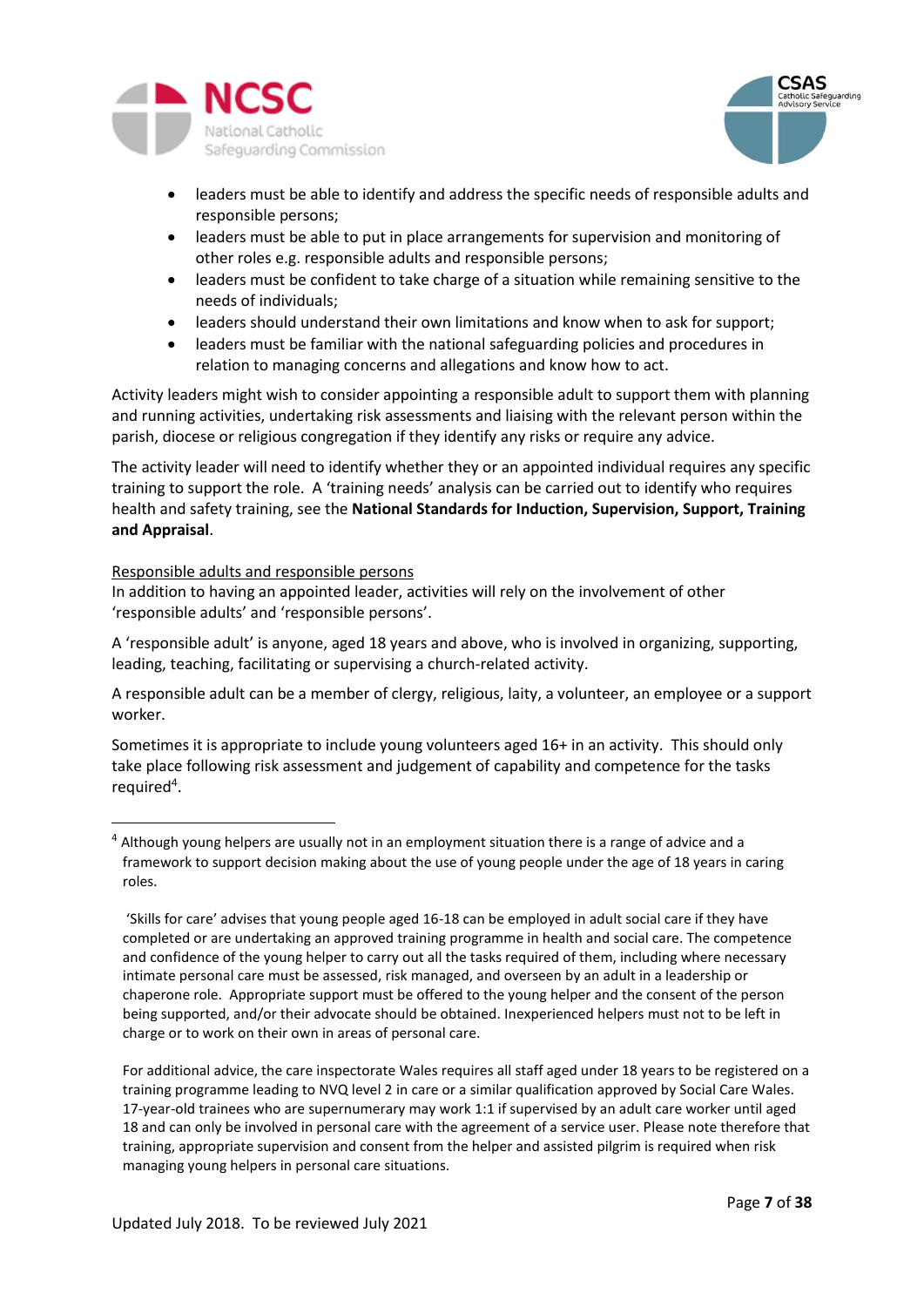- leaders must be able to identify and address the specific needs of responsible adults and responsible persons;
- leaders must be able to put in place arrangements for supervision and monitoring of other roles e.g. responsible adults and responsible persons;
- leaders must be confident to take charge of a situation while remaining sensitive to the needs of individuals;
- leaders should understand their own limitations and know when to ask for support;
- leaders must be familiar with the national safeguarding policies and procedures in relation to managing concerns and allegations and know how to act.

Activity leaders might wish to consider appointing a responsible adult to support them with planning and running activities, undertaking risk assessments and liaising with the relevant person within the parish, diocese or religious congregation if they identify any risks or require any advice.

The activity leader will need to identify whether they or an appointed individual requires any specific training to support the role. A 'training needs' analysis can be carried out to identify who requires health and safety training, see the **National Standards for Induction, Supervision, Support, Training and Appraisal**.

<u>Responsible adults and responsible persons</u>

In addition to having an appointed leader, activities will rely on the involvement of other 'responsible adults' and 'responsible persons'.

A 'responsible adult' is anyone, aged 18 years and above, who is involved in organizing, supporting, leading, teaching, facilitating or supervising a church-related activity.

A responsible adult can be a member of clergy, religious, laity, a volunteer, an employee or a support worker.

Sometimes it is appropriate to include young volunteers aged 16+ in an activity. This should only take place following risk assessment and judgement of capability and competence for the tasks required[4].

---

[4] Although young helpers are usually not in an employment situation there is a range of advice and a framework to support decision making about the use of young people under the age of 18 years in caring roles.

'Skills for care' advises that young people aged 16-18 can be employed in adult social care if they have completed or are undertaking an approved training programme in health and social care. The competence and confidence of the young helper to carry out all the tasks required of them, including where necessary intimate personal care must be assessed, risk managed, and overseen by an adult in a leadership or chaperone role. Appropriate support must be offered to the young helper and the consent of the person being supported, and/or their advocate should be obtained. Inexperienced helpers must not to be left in charge or to work on their own in areas of personal care.

For additional advice, the care inspectorate Wales requires all staff aged under 18 years to be registered on a training programme leading to NVQ level 2 in care or a similar qualification approved by Social Care Wales. 17-year-old trainees who are supernumerary may work 1:1 if supervised by an adult care worker until aged 18 and can only be involved in personal care with the agreement of a service user. Please note therefore that training, appropriate supervision and consent from the helper and assisted pilgrim is required when risk managing young helpers in personal care situations.

Updated July 2018. To be reviewed July 2021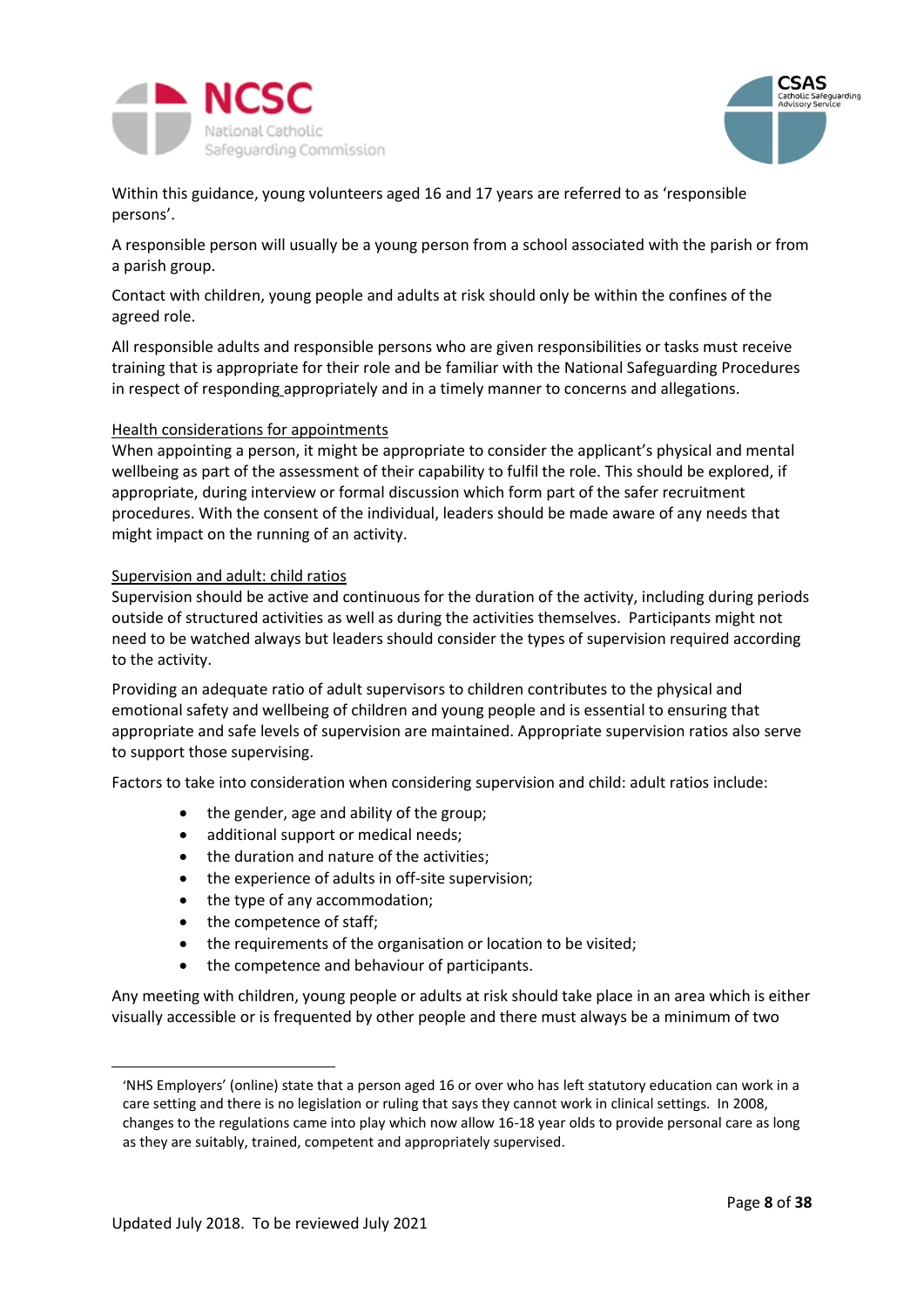Within this guidance, young volunteers aged 16 and 17 years are referred to as 'responsible persons'.

A responsible person will usually be a young person from a school associated with the parish or from a parish group.

Contact with children, young people and adults at risk should only be within the confines of the agreed role.

All responsible adults and responsible persons who are given responsibilities or tasks must receive training that is appropriate for their role and be familiar with the National Safeguarding Procedures in respect of responding appropriately and in a timely manner to concerns and allegations.

<u>Health considerations for appointments</u>

When appointing a person, it might be appropriate to consider the applicant's physical and mental wellbeing as part of the assessment of their capability to fulfil the role. This should be explored, if appropriate, during interview or formal discussion which form part of the safer recruitment procedures. With the consent of the individual, leaders should be made aware of any needs that might impact on the running of an activity.

<u>Supervision and adult: child ratios</u>

Supervision should be active and continuous for the duration of the activity, including during periods outside of structured activities as well as during the activities themselves. Participants might not need to be watched always but leaders should consider the types of supervision required according to the activity.

Providing an adequate ratio of adult supervisors to children contributes to the physical and emotional safety and wellbeing of children and young people and is essential to ensuring that appropriate and safe levels of supervision are maintained. Appropriate supervision ratios also serve to support those supervising.

Factors to take into consideration when considering supervision and child: adult ratios include:

- the gender, age and ability of the group;
- additional support or medical needs;
- the duration and nature of the activities;
- the experience of adults in off-site supervision;
- the type of any accommodation;
- the competence of staff;
- the requirements of the organisation or location to be visited;
- the competence and behaviour of participants.

Any meeting with children, young people or adults at risk should take place in an area which is either visually accessible or is frequented by other people and there must always be a minimum of two

---

'NHS Employers' (online) state that a person aged 16 or over who has left statutory education can work in a care setting and there is no legislation or ruling that says they cannot work in clinical settings. In 2008, changes to the regulations came into play which now allow 16-18 year olds to provide personal care as long as they are suitably, trained, competent and appropriately supervised.

Updated July 2018. To be reviewed July 2021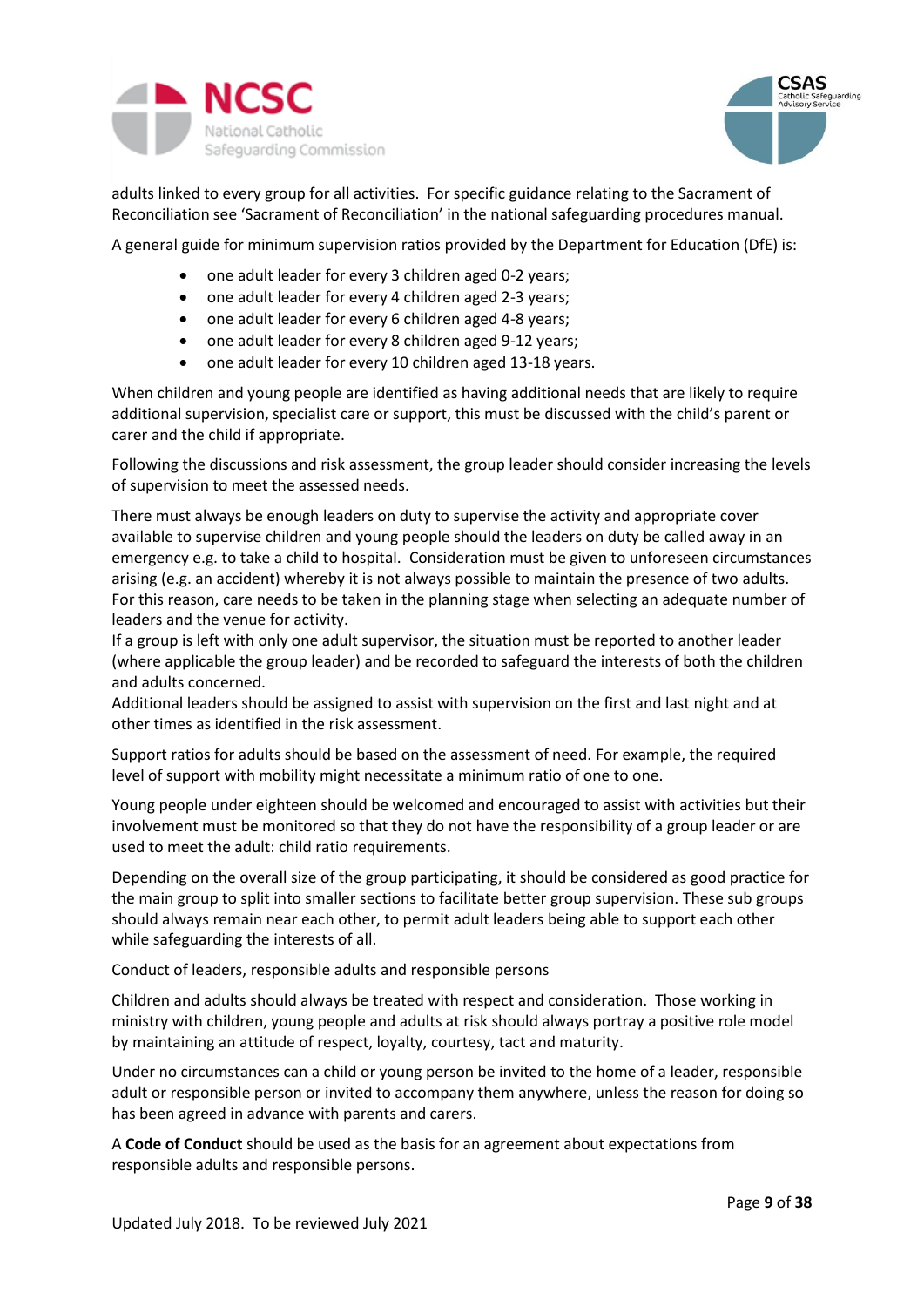adults linked to every group for all activities. For specific guidance relating to the Sacrament of Reconciliation see 'Sacrament of Reconciliation' in the national safeguarding procedures manual.

A general guide for minimum supervision ratios provided by the Department for Education (DfE) is:

- one adult leader for every 3 children aged 0-2 years;
- one adult leader for every 4 children aged 2-3 years;
- one adult leader for every 6 children aged 4-8 years;
- one adult leader for every 8 children aged 9-12 years;
- one adult leader for every 10 children aged 13-18 years.

When children and young people are identified as having additional needs that are likely to require additional supervision, specialist care or support, this must be discussed with the child's parent or carer and the child if appropriate.

Following the discussions and risk assessment, the group leader should consider increasing the levels of supervision to meet the assessed needs.

There must always be enough leaders on duty to supervise the activity and appropriate cover available to supervise children and young people should the leaders on duty be called away in an emergency e.g. to take a child to hospital. Consideration must be given to unforeseen circumstances arising (e.g. an accident) whereby it is not always possible to maintain the presence of two adults. For this reason, care needs to be taken in the planning stage when selecting an adequate number of leaders and the venue for activity.
If a group is left with only one adult supervisor, the situation must be reported to another leader (where applicable the group leader) and be recorded to safeguard the interests of both the children and adults concerned.
Additional leaders should be assigned to assist with supervision on the first and last night and at other times as identified in the risk assessment.

Support ratios for adults should be based on the assessment of need. For example, the required level of support with mobility might necessitate a minimum ratio of one to one.

Young people under eighteen should be welcomed and encouraged to assist with activities but their involvement must be monitored so that they do not have the responsibility of a group leader or are used to meet the adult: child ratio requirements.

Depending on the overall size of the group participating, it should be considered as good practice for the main group to split into smaller sections to facilitate better group supervision. These sub groups should always remain near each other, to permit adult leaders being able to support each other while safeguarding the interests of all.

Conduct of leaders, responsible adults and responsible persons

Children and adults should always be treated with respect and consideration. Those working in ministry with children, young people and adults at risk should always portray a positive role model by maintaining an attitude of respect, loyalty, courtesy, tact and maturity.

Under no circumstances can a child or young person be invited to the home of a leader, responsible adult or responsible person or invited to accompany them anywhere, unless the reason for doing so has been agreed in advance with parents and carers.

A **Code of Conduct** should be used as the basis for an agreement about expectations from responsible adults and responsible persons.

Updated July 2018. To be reviewed July 2021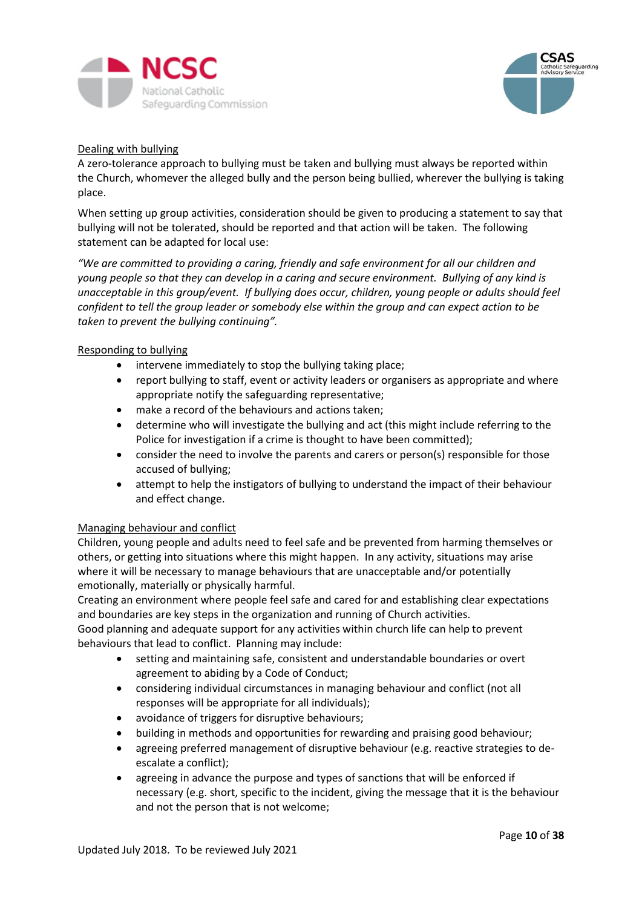<u>Dealing with bullying</u>

A zero-tolerance approach to bullying must be taken and bullying must always be reported within the Church, whomever the alleged bully and the person being bullied, wherever the bullying is taking place.

When setting up group activities, consideration should be given to producing a statement to say that bullying will not be tolerated, should be reported and that action will be taken. The following statement can be adapted for local use:

*"We are committed to providing a caring, friendly and safe environment for all our children and young people so that they can develop in a caring and secure environment. Bullying of any kind is unacceptable in this group/event. If bullying does occur, children, young people or adults should feel confident to tell the group leader or somebody else within the group and can expect action to be taken to prevent the bullying continuing".*

<u>Responding to bullying</u>

- intervene immediately to stop the bullying taking place;
- report bullying to staff, event or activity leaders or organisers as appropriate and where appropriate notify the safeguarding representative;
- make a record of the behaviours and actions taken;
- determine who will investigate the bullying and act (this might include referring to the Police for investigation if a crime is thought to have been committed);
- consider the need to involve the parents and carers or person(s) responsible for those accused of bullying;
- attempt to help the instigators of bullying to understand the impact of their behaviour and effect change.

<u>Managing behaviour and conflict</u>

Children, young people and adults need to feel safe and be prevented from harming themselves or others, or getting into situations where this might happen. In any activity, situations may arise where it will be necessary to manage behaviours that are unacceptable and/or potentially emotionally, materially or physically harmful.
Creating an environment where people feel safe and cared for and establishing clear expectations and boundaries are key steps in the organization and running of Church activities.
Good planning and adequate support for any activities within church life can help to prevent behaviours that lead to conflict. Planning may include:

- setting and maintaining safe, consistent and understandable boundaries or overt agreement to abiding by a Code of Conduct;
- considering individual circumstances in managing behaviour and conflict (not all responses will be appropriate for all individuals);
- avoidance of triggers for disruptive behaviours;
- building in methods and opportunities for rewarding and praising good behaviour;
- agreeing preferred management of disruptive behaviour (e.g. reactive strategies to de-escalate a conflict);
- agreeing in advance the purpose and types of sanctions that will be enforced if necessary (e.g. short, specific to the incident, giving the message that it is the behaviour and not the person that is not welcome;

Updated July 2018. To be reviewed July 2021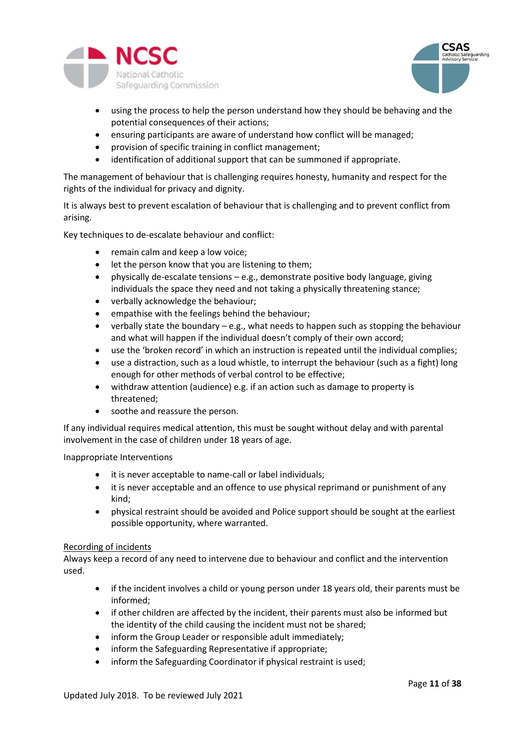- using the process to help the person understand how they should be behaving and the potential consequences of their actions;
- ensuring participants are aware of understand how conflict will be managed;
- provision of specific training in conflict management;
- identification of additional support that can be summoned if appropriate.

The management of behaviour that is challenging requires honesty, humanity and respect for the rights of the individual for privacy and dignity.

It is always best to prevent escalation of behaviour that is challenging and to prevent conflict from arising.

Key techniques to de-escalate behaviour and conflict:

- remain calm and keep a low voice;
- let the person know that you are listening to them;
- physically de-escalate tensions – e.g., demonstrate positive body language, giving individuals the space they need and not taking a physically threatening stance;
- verbally acknowledge the behaviour;
- empathise with the feelings behind the behaviour;
- verbally state the boundary – e.g., what needs to happen such as stopping the behaviour and what will happen if the individual doesn't comply of their own accord;
- use the 'broken record' in which an instruction is repeated until the individual complies;
- use a distraction, such as a loud whistle, to interrupt the behaviour (such as a fight) long enough for other methods of verbal control to be effective;
- withdraw attention (audience) e.g. if an action such as damage to property is threatened;
- soothe and reassure the person.

If any individual requires medical attention, this must be sought without delay and with parental involvement in the case of children under 18 years of age.

Inappropriate Interventions

- it is never acceptable to name-call or label individuals;
- it is never acceptable and an offence to use physical reprimand or punishment of any kind;
- physical restraint should be avoided and Police support should be sought at the earliest possible opportunity, where warranted.

<u>Recording of incidents</u>
Always keep a record of any need to intervene due to behaviour and conflict and the intervention used.

- if the incident involves a child or young person under 18 years old, their parents must be informed;
- if other children are affected by the incident, their parents must also be informed but the identity of the child causing the incident must not be shared;
- inform the Group Leader or responsible adult immediately;
- inform the Safeguarding Representative if appropriate;
- inform the Safeguarding Coordinator if physical restraint is used;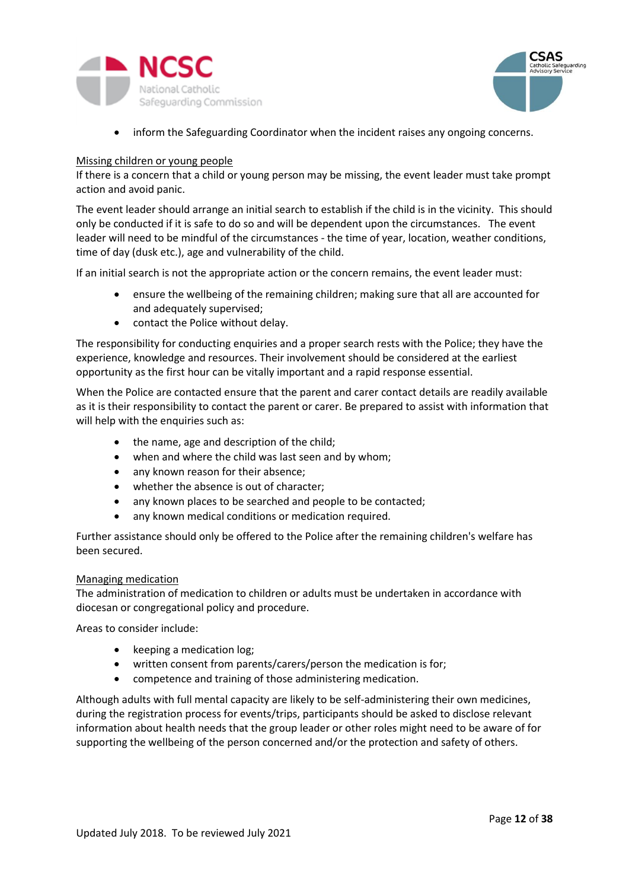- inform the Safeguarding Coordinator when the incident raises any ongoing concerns.

Missing children or young people

If there is a concern that a child or young person may be missing, the event leader must take prompt action and avoid panic.

The event leader should arrange an initial search to establish if the child is in the vicinity. This should only be conducted if it is safe to do so and will be dependent upon the circumstances. The event leader will need to be mindful of the circumstances - the time of year, location, weather conditions, time of day (dusk etc.), age and vulnerability of the child.

If an initial search is not the appropriate action or the concern remains, the event leader must:

- ensure the wellbeing of the remaining children; making sure that all are accounted for and adequately supervised;
- contact the Police without delay.

The responsibility for conducting enquiries and a proper search rests with the Police; they have the experience, knowledge and resources. Their involvement should be considered at the earliest opportunity as the first hour can be vitally important and a rapid response essential.

When the Police are contacted ensure that the parent and carer contact details are readily available as it is their responsibility to contact the parent or carer. Be prepared to assist with information that will help with the enquiries such as:

- the name, age and description of the child;
- when and where the child was last seen and by whom;
- any known reason for their absence;
- whether the absence is out of character;
- any known places to be searched and people to be contacted;
- any known medical conditions or medication required.

Further assistance should only be offered to the Police after the remaining children's welfare has been secured.

Managing medication

The administration of medication to children or adults must be undertaken in accordance with diocesan or congregational policy and procedure.

Areas to consider include:

- keeping a medication log;
- written consent from parents/carers/person the medication is for;
- competence and training of those administering medication.

Although adults with full mental capacity are likely to be self-administering their own medicines, during the registration process for events/trips, participants should be asked to disclose relevant information about health needs that the group leader or other roles might need to be aware of for supporting the wellbeing of the person concerned and/or the protection and safety of others.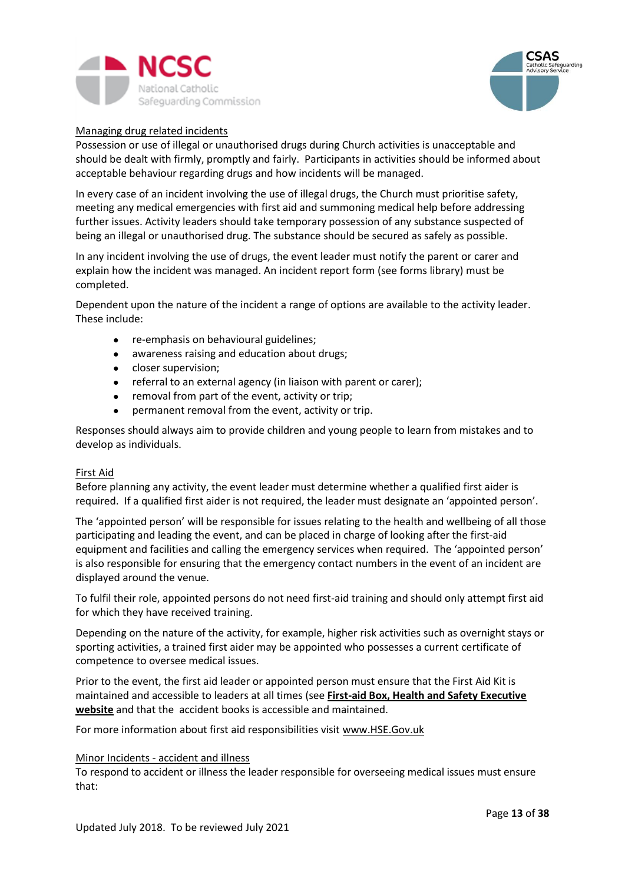## Managing drug related incidents

Possession or use of illegal or unauthorised drugs during Church activities is unacceptable and should be dealt with firmly, promptly and fairly. Participants in activities should be informed about acceptable behaviour regarding drugs and how incidents will be managed.

In every case of an incident involving the use of illegal drugs, the Church must prioritise safety, meeting any medical emergencies with first aid and summoning medical help before addressing further issues. Activity leaders should take temporary possession of any substance suspected of being an illegal or unauthorised drug. The substance should be secured as safely as possible.

In any incident involving the use of drugs, the event leader must notify the parent or carer and explain how the incident was managed. An incident report form (see forms library) must be completed.

Dependent upon the nature of the incident a range of options are available to the activity leader. These include:

- re-emphasis on behavioural guidelines;
- awareness raising and education about drugs;
- closer supervision;
- referral to an external agency (in liaison with parent or carer);
- removal from part of the event, activity or trip;
- permanent removal from the event, activity or trip.

Responses should always aim to provide children and young people to learn from mistakes and to develop as individuals.

## First Aid

Before planning any activity, the event leader must determine whether a qualified first aider is required. If a qualified first aider is not required, the leader must designate an 'appointed person'.

The 'appointed person' will be responsible for issues relating to the health and wellbeing of all those participating and leading the event, and can be placed in charge of looking after the first-aid equipment and facilities and calling the emergency services when required. The 'appointed person' is also responsible for ensuring that the emergency contact numbers in the event of an incident are displayed around the venue.

To fulfil their role, appointed persons do not need first-aid training and should only attempt first aid for which they have received training.

Depending on the nature of the activity, for example, higher risk activities such as overnight stays or sporting activities, a trained first aider may be appointed who possesses a current certificate of competence to oversee medical issues.

Prior to the event, the first aid leader or appointed person must ensure that the First Aid Kit is maintained and accessible to leaders at all times (see **First-aid Box, Health and Safety Executive website** and that the accident books is accessible and maintained.

For more information about first aid responsibilities visit www.HSE.Gov.uk

## Minor Incidents - accident and illness

To respond to accident or illness the leader responsible for overseeing medical issues must ensure that: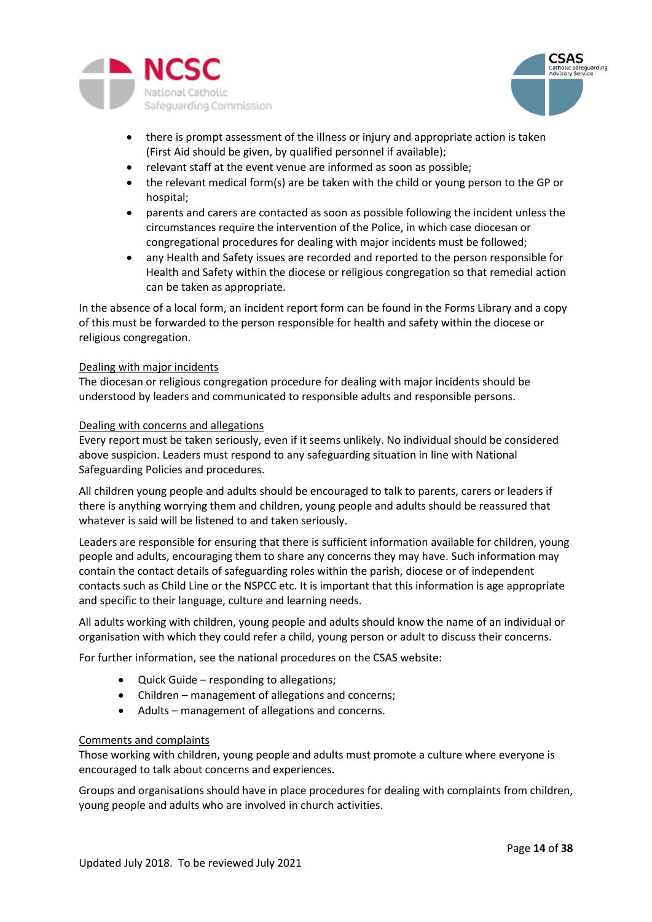- there is prompt assessment of the illness or injury and appropriate action is taken (First Aid should be given, by qualified personnel if available);
- relevant staff at the event venue are informed as soon as possible;
- the relevant medical form(s) are be taken with the child or young person to the GP or hospital;
- parents and carers are contacted as soon as possible following the incident unless the circumstances require the intervention of the Police, in which case diocesan or congregational procedures for dealing with major incidents must be followed;
- any Health and Safety issues are recorded and reported to the person responsible for Health and Safety within the diocese or religious congregation so that remedial action can be taken as appropriate.

In the absence of a local form, an incident report form can be found in the Forms Library and a copy of this must be forwarded to the person responsible for health and safety within the diocese or religious congregation.

<u>Dealing with major incidents</u>

The diocesan or religious congregation procedure for dealing with major incidents should be understood by leaders and communicated to responsible adults and responsible persons.

<u>Dealing with concerns and allegations</u>

Every report must be taken seriously, even if it seems unlikely. No individual should be considered above suspicion. Leaders must respond to any safeguarding situation in line with National Safeguarding Policies and procedures.

All children young people and adults should be encouraged to talk to parents, carers or leaders if there is anything worrying them and children, young people and adults should be reassured that whatever is said will be listened to and taken seriously.

Leaders are responsible for ensuring that there is sufficient information available for children, young people and adults, encouraging them to share any concerns they may have. Such information may contain the contact details of safeguarding roles within the parish, diocese or of independent contacts such as Child Line or the NSPCC etc. It is important that this information is age appropriate and specific to their language, culture and learning needs.

All adults working with children, young people and adults should know the name of an individual or organisation with which they could refer a child, young person or adult to discuss their concerns.

For further information, see the national procedures on the CSAS website:

- Quick Guide – responding to allegations;
- Children – management of allegations and concerns;
- Adults – management of allegations and concerns.

<u>Comments and complaints</u>

Those working with children, young people and adults must promote a culture where everyone is encouraged to talk about concerns and experiences.

Groups and organisations should have in place procedures for dealing with complaints from children, young people and adults who are involved in church activities.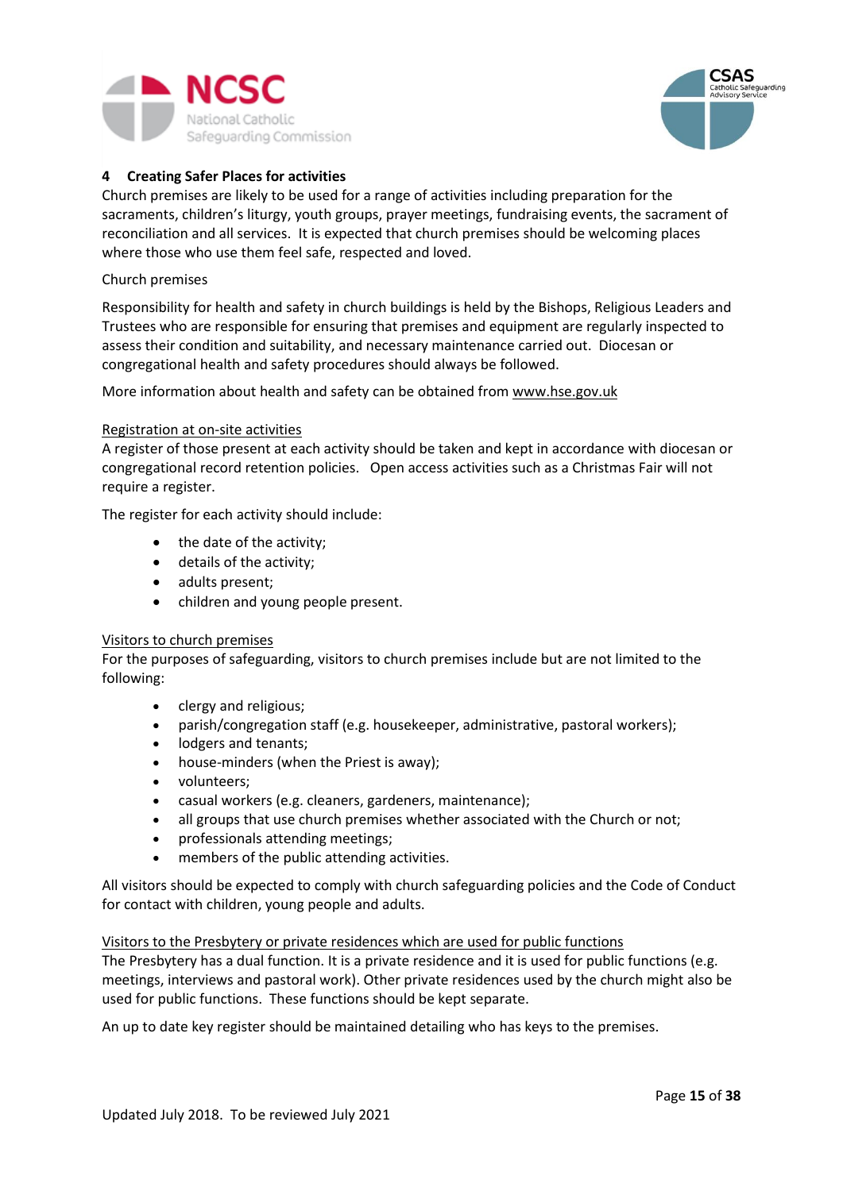## 4 Creating Safer Places for activities

Church premises are likely to be used for a range of activities including preparation for the sacraments, children's liturgy, youth groups, prayer meetings, fundraising events, the sacrament of reconciliation and all services. It is expected that church premises should be welcoming places where those who use them feel safe, respected and loved.

Church premises

Responsibility for health and safety in church buildings is held by the Bishops, Religious Leaders and Trustees who are responsible for ensuring that premises and equipment are regularly inspected to assess their condition and suitability, and necessary maintenance carried out. Diocesan or congregational health and safety procedures should always be followed.

More information about health and safety can be obtained from www.hse.gov.uk

Registration at on-site activities

A register of those present at each activity should be taken and kept in accordance with diocesan or congregational record retention policies. Open access activities such as a Christmas Fair will not require a register.

The register for each activity should include:

- the date of the activity;
- details of the activity;
- adults present;
- children and young people present.

Visitors to church premises

For the purposes of safeguarding, visitors to church premises include but are not limited to the following:

- clergy and religious;
- parish/congregation staff (e.g. housekeeper, administrative, pastoral workers);
- lodgers and tenants;
- house-minders (when the Priest is away);
- volunteers;
- casual workers (e.g. cleaners, gardeners, maintenance);
- all groups that use church premises whether associated with the Church or not;
- professionals attending meetings;
- members of the public attending activities.

All visitors should be expected to comply with church safeguarding policies and the Code of Conduct for contact with children, young people and adults.

Visitors to the Presbytery or private residences which are used for public functions

The Presbytery has a dual function. It is a private residence and it is used for public functions (e.g. meetings, interviews and pastoral work). Other private residences used by the church might also be used for public functions. These functions should be kept separate.

An up to date key register should be maintained detailing who has keys to the premises.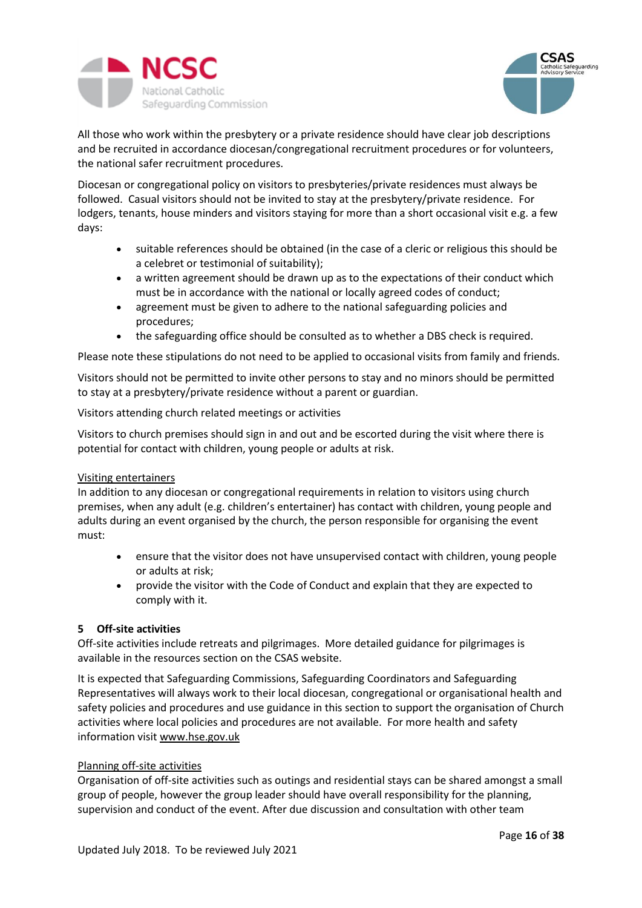All those who work within the presbytery or a private residence should have clear job descriptions and be recruited in accordance diocesan/congregational recruitment procedures or for volunteers, the national safer recruitment procedures.

Diocesan or congregational policy on visitors to presbyteries/private residences must always be followed. Casual visitors should not be invited to stay at the presbytery/private residence. For lodgers, tenants, house minders and visitors staying for more than a short occasional visit e.g. a few days:

- suitable references should be obtained (in the case of a cleric or religious this should be a celebret or testimonial of suitability);
- a written agreement should be drawn up as to the expectations of their conduct which must be in accordance with the national or locally agreed codes of conduct;
- agreement must be given to adhere to the national safeguarding policies and procedures;
- the safeguarding office should be consulted as to whether a DBS check is required.

Please note these stipulations do not need to be applied to occasional visits from family and friends.

Visitors should not be permitted to invite other persons to stay and no minors should be permitted to stay at a presbytery/private residence without a parent or guardian.

Visitors attending church related meetings or activities

Visitors to church premises should sign in and out and be escorted during the visit where there is potential for contact with children, young people or adults at risk.

Visiting entertainers

In addition to any diocesan or congregational requirements in relation to visitors using church premises, when any adult (e.g. children's entertainer) has contact with children, young people and adults during an event organised by the church, the person responsible for organising the event must:

- ensure that the visitor does not have unsupervised contact with children, young people or adults at risk;
- provide the visitor with the Code of Conduct and explain that they are expected to comply with it.

## 5 Off-site activities

Off-site activities include retreats and pilgrimages. More detailed guidance for pilgrimages is available in the resources section on the CSAS website.

It is expected that Safeguarding Commissions, Safeguarding Coordinators and Safeguarding Representatives will always work to their local diocesan, congregational or organisational health and safety policies and procedures and use guidance in this section to support the organisation of Church activities where local policies and procedures are not available. For more health and safety information visit www.hse.gov.uk

Planning off-site activities

Organisation of off-site activities such as outings and residential stays can be shared amongst a small group of people, however the group leader should have overall responsibility for the planning, supervision and conduct of the event. After due discussion and consultation with other team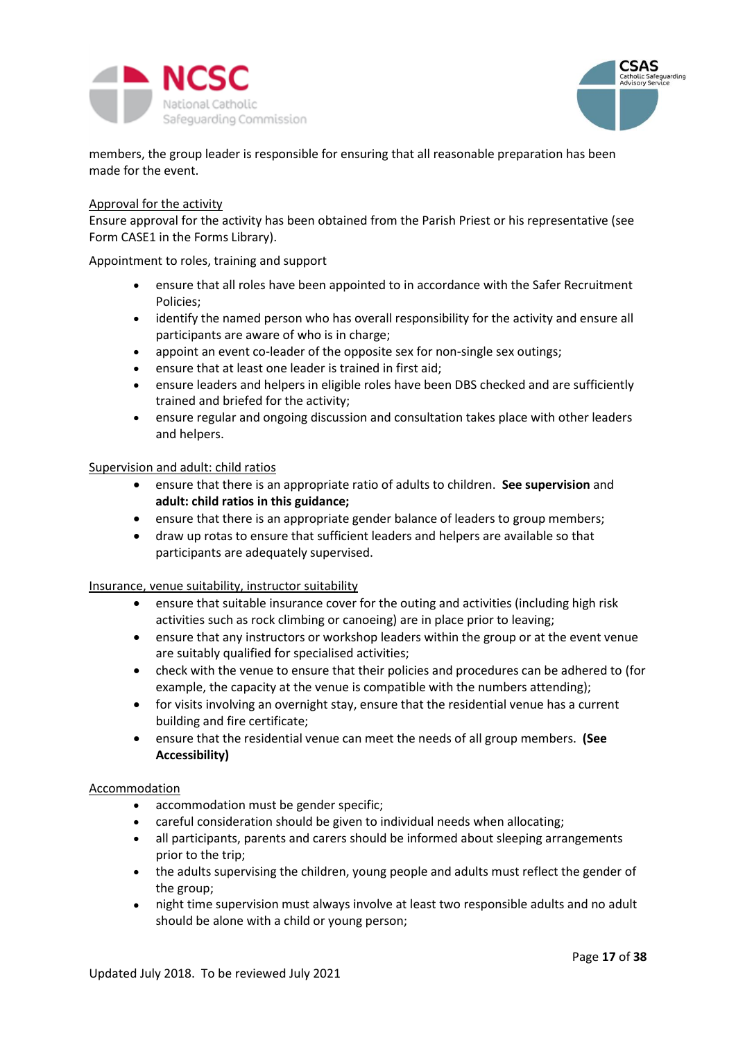members, the group leader is responsible for ensuring that all reasonable preparation has been made for the event.

<u>Approval for the activity</u>

Ensure approval for the activity has been obtained from the Parish Priest or his representative (see Form CASE1 in the Forms Library).

Appointment to roles, training and support

- ensure that all roles have been appointed to in accordance with the Safer Recruitment Policies;
- identify the named person who has overall responsibility for the activity and ensure all participants are aware of who is in charge;
- appoint an event co-leader of the opposite sex for non-single sex outings;
- ensure that at least one leader is trained in first aid;
- ensure leaders and helpers in eligible roles have been DBS checked and are sufficiently trained and briefed for the activity;
- ensure regular and ongoing discussion and consultation takes place with other leaders and helpers.

<u>Supervision and adult: child ratios</u>

- ensure that there is an appropriate ratio of adults to children. **See supervision** and **adult: child ratios in this guidance;**
- ensure that there is an appropriate gender balance of leaders to group members;
- draw up rotas to ensure that sufficient leaders and helpers are available so that participants are adequately supervised.

<u>Insurance, venue suitability, instructor suitability</u>

- ensure that suitable insurance cover for the outing and activities (including high risk activities such as rock climbing or canoeing) are in place prior to leaving;
- ensure that any instructors or workshop leaders within the group or at the event venue are suitably qualified for specialised activities;
- check with the venue to ensure that their policies and procedures can be adhered to (for example, the capacity at the venue is compatible with the numbers attending);
- for visits involving an overnight stay, ensure that the residential venue has a current building and fire certificate;
- ensure that the residential venue can meet the needs of all group members. **(See Accessibility)**

<u>Accommodation</u>

- accommodation must be gender specific;
- careful consideration should be given to individual needs when allocating;
- all participants, parents and carers should be informed about sleeping arrangements prior to the trip;
- the adults supervising the children, young people and adults must reflect the gender of the group;
- night time supervision must always involve at least two responsible adults and no adult should be alone with a child or young person;

Updated July 2018. To be reviewed July 2021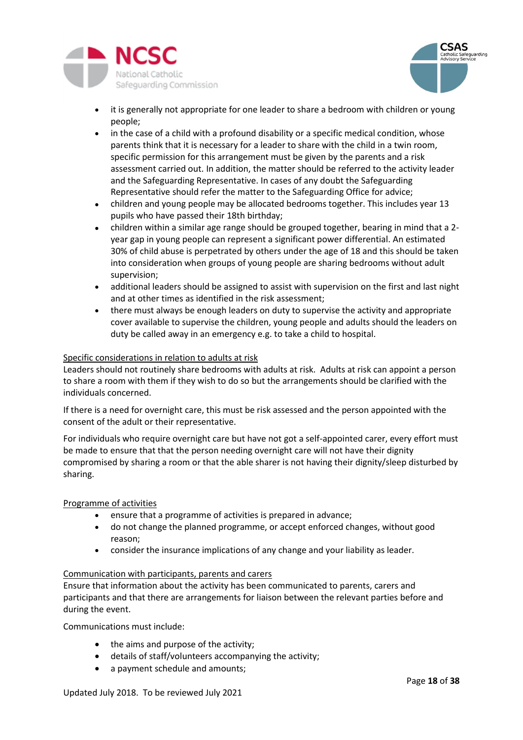- it is generally not appropriate for one leader to share a bedroom with children or young people;
- in the case of a child with a profound disability or a specific medical condition, whose parents think that it is necessary for a leader to share with the child in a twin room, specific permission for this arrangement must be given by the parents and a risk assessment carried out. In addition, the matter should be referred to the activity leader and the Safeguarding Representative. In cases of any doubt the Safeguarding Representative should refer the matter to the Safeguarding Office for advice;
- children and young people may be allocated bedrooms together. This includes year 13 pupils who have passed their 18th birthday;
- children within a similar age range should be grouped together, bearing in mind that a 2-year gap in young people can represent a significant power differential. An estimated 30% of child abuse is perpetrated by others under the age of 18 and this should be taken into consideration when groups of young people are sharing bedrooms without adult supervision;
- additional leaders should be assigned to assist with supervision on the first and last night and at other times as identified in the risk assessment;
- there must always be enough leaders on duty to supervise the activity and appropriate cover available to supervise the children, young people and adults should the leaders on duty be called away in an emergency e.g. to take a child to hospital.

<u>Specific considerations in relation to adults at risk</u>

Leaders should not routinely share bedrooms with adults at risk. Adults at risk can appoint a person to share a room with them if they wish to do so but the arrangements should be clarified with the individuals concerned.

If there is a need for overnight care, this must be risk assessed and the person appointed with the consent of the adult or their representative.

For individuals who require overnight care but have not got a self-appointed carer, every effort must be made to ensure that that the person needing overnight care will not have their dignity compromised by sharing a room or that the able sharer is not having their dignity/sleep disturbed by sharing.

<u>Programme of activities</u>

- ensure that a programme of activities is prepared in advance;
- do not change the planned programme, or accept enforced changes, without good reason;
- consider the insurance implications of any change and your liability as leader.

<u>Communication with participants, parents and carers</u>

Ensure that information about the activity has been communicated to parents, carers and participants and that there are arrangements for liaison between the relevant parties before and during the event.

Communications must include:

- the aims and purpose of the activity;
- details of staff/volunteers accompanying the activity;
- a payment schedule and amounts;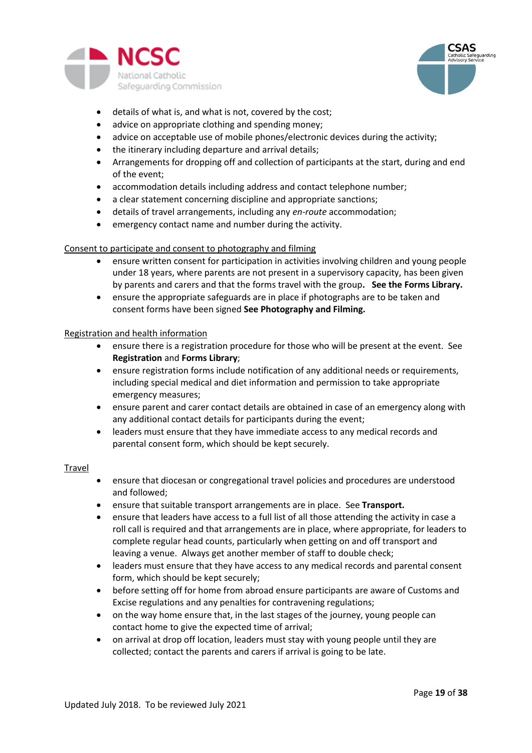- details of what is, and what is not, covered by the cost;
- advice on appropriate clothing and spending money;
- advice on acceptable use of mobile phones/electronic devices during the activity;
- the itinerary including departure and arrival details;
- Arrangements for dropping off and collection of participants at the start, during and end of the event;
- accommodation details including address and contact telephone number;
- a clear statement concerning discipline and appropriate sanctions;
- details of travel arrangements, including any *en-route* accommodation;
- emergency contact name and number during the activity.

Consent to participate and consent to photography and filming

- ensure written consent for participation in activities involving children and young people under 18 years, where parents are not present in a supervisory capacity, has been given by parents and carers and that the forms travel with the group. **See the Forms Library.**
- ensure the appropriate safeguards are in place if photographs are to be taken and consent forms have been signed **See Photography and Filming.**

Registration and health information

- ensure there is a registration procedure for those who will be present at the event. See **Registration** and **Forms Library**;
- ensure registration forms include notification of any additional needs or requirements, including special medical and diet information and permission to take appropriate emergency measures;
- ensure parent and carer contact details are obtained in case of an emergency along with any additional contact details for participants during the event;
- leaders must ensure that they have immediate access to any medical records and parental consent form, which should be kept securely.

Travel

- ensure that diocesan or congregational travel policies and procedures are understood and followed;
- ensure that suitable transport arrangements are in place. See **Transport.**
- ensure that leaders have access to a full list of all those attending the activity in case a roll call is required and that arrangements are in place, where appropriate, for leaders to complete regular head counts, particularly when getting on and off transport and leaving a venue. Always get another member of staff to double check;
- leaders must ensure that they have access to any medical records and parental consent form, which should be kept securely;
- before setting off for home from abroad ensure participants are aware of Customs and Excise regulations and any penalties for contravening regulations;
- on the way home ensure that, in the last stages of the journey, young people can contact home to give the expected time of arrival;
- on arrival at drop off location, leaders must stay with young people until they are collected; contact the parents and carers if arrival is going to be late.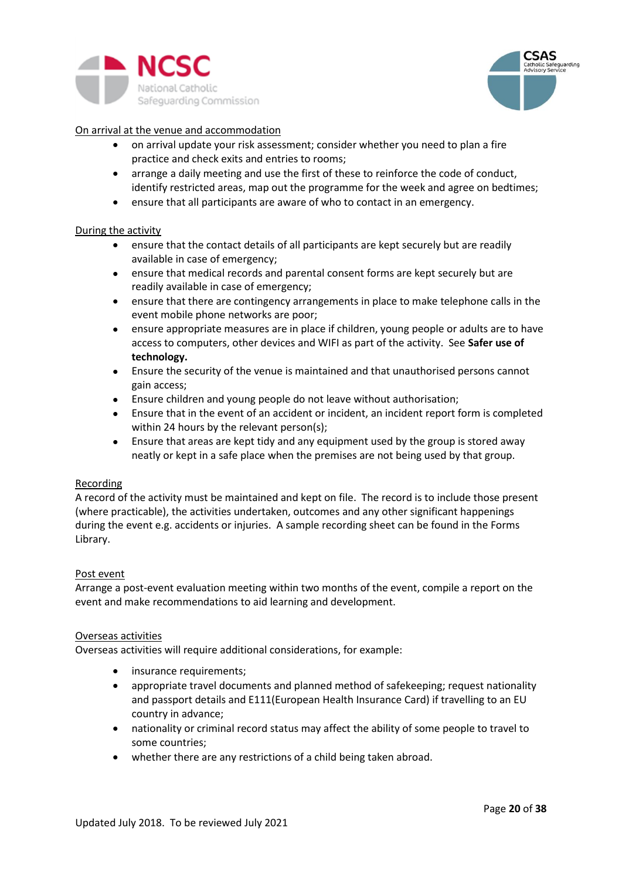On arrival at the venue and accommodation

- on arrival update your risk assessment; consider whether you need to plan a fire practice and check exits and entries to rooms;
- arrange a daily meeting and use the first of these to reinforce the code of conduct, identify restricted areas, map out the programme for the week and agree on bedtimes;
- ensure that all participants are aware of who to contact in an emergency.

During the activity

- ensure that the contact details of all participants are kept securely but are readily available in case of emergency;
- ensure that medical records and parental consent forms are kept securely but are readily available in case of emergency;
- ensure that there are contingency arrangements in place to make telephone calls in the event mobile phone networks are poor;
- ensure appropriate measures are in place if children, young people or adults are to have access to computers, other devices and WIFI as part of the activity. See **Safer use of technology.**
- Ensure the security of the venue is maintained and that unauthorised persons cannot gain access;
- Ensure children and young people do not leave without authorisation;
- Ensure that in the event of an accident or incident, an incident report form is completed within 24 hours by the relevant person(s);
- Ensure that areas are kept tidy and any equipment used by the group is stored away neatly or kept in a safe place when the premises are not being used by that group.

Recording

A record of the activity must be maintained and kept on file. The record is to include those present (where practicable), the activities undertaken, outcomes and any other significant happenings during the event e.g. accidents or injuries. A sample recording sheet can be found in the Forms Library.

Post event

Arrange a post-event evaluation meeting within two months of the event, compile a report on the event and make recommendations to aid learning and development.

Overseas activities

Overseas activities will require additional considerations, for example:

- insurance requirements;
- appropriate travel documents and planned method of safekeeping; request nationality and passport details and E111(European Health Insurance Card) if travelling to an EU country in advance;
- nationality or criminal record status may affect the ability of some people to travel to some countries;
- whether there are any restrictions of a child being taken abroad.

Updated July 2018. To be reviewed July 2021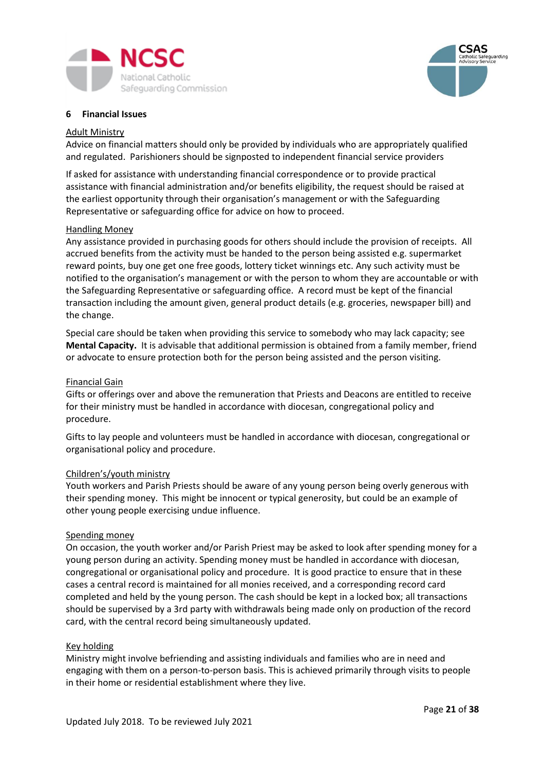## 6 Financial Issues

Adult Ministry

Advice on financial matters should only be provided by individuals who are appropriately qualified and regulated. Parishioners should be signposted to independent financial service providers

If asked for assistance with understanding financial correspondence or to provide practical assistance with financial administration and/or benefits eligibility, the request should be raised at the earliest opportunity through their organisation's management or with the Safeguarding Representative or safeguarding office for advice on how to proceed.

Handling Money

Any assistance provided in purchasing goods for others should include the provision of receipts. All accrued benefits from the activity must be handed to the person being assisted e.g. supermarket reward points, buy one get one free goods, lottery ticket winnings etc. Any such activity must be notified to the organisation's management or with the person to whom they are accountable or with the Safeguarding Representative or safeguarding office. A record must be kept of the financial transaction including the amount given, general product details (e.g. groceries, newspaper bill) and the change.

Special care should be taken when providing this service to somebody who may lack capacity; see **Mental Capacity.** It is advisable that additional permission is obtained from a family member, friend or advocate to ensure protection both for the person being assisted and the person visiting.

Financial Gain

Gifts or offerings over and above the remuneration that Priests and Deacons are entitled to receive for their ministry must be handled in accordance with diocesan, congregational policy and procedure.

Gifts to lay people and volunteers must be handled in accordance with diocesan, congregational or organisational policy and procedure.

Children's/youth ministry

Youth workers and Parish Priests should be aware of any young person being overly generous with their spending money. This might be innocent or typical generosity, but could be an example of other young people exercising undue influence.

Spending money

On occasion, the youth worker and/or Parish Priest may be asked to look after spending money for a young person during an activity. Spending money must be handled in accordance with diocesan, congregational or organisational policy and procedure. It is good practice to ensure that in these cases a central record is maintained for all monies received, and a corresponding record card completed and held by the young person. The cash should be kept in a locked box; all transactions should be supervised by a 3rd party with withdrawals being made only on production of the record card, with the central record being simultaneously updated.

Key holding

Ministry might involve befriending and assisting individuals and families who are in need and engaging with them on a person-to-person basis. This is achieved primarily through visits to people in their home or residential establishment where they live.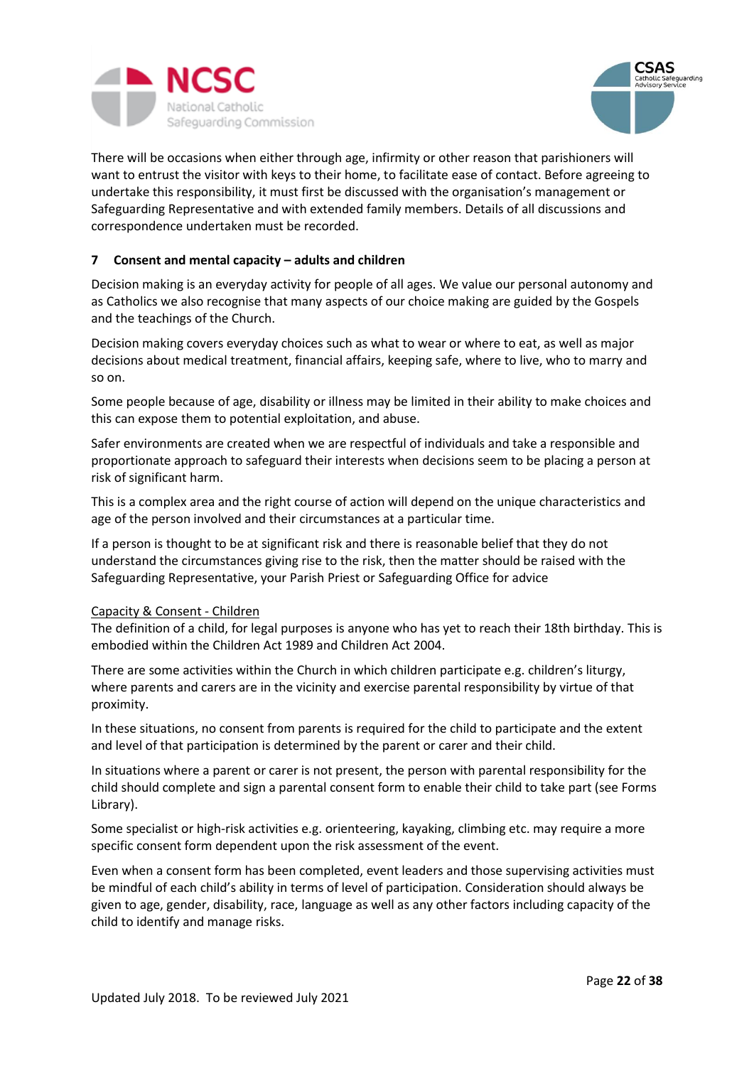There will be occasions when either through age, infirmity or other reason that parishioners will want to entrust the visitor with keys to their home, to facilitate ease of contact. Before agreeing to undertake this responsibility, it must first be discussed with the organisation's management or Safeguarding Representative and with extended family members. Details of all discussions and correspondence undertaken must be recorded.

## 7 Consent and mental capacity – adults and children

Decision making is an everyday activity for people of all ages. We value our personal autonomy and as Catholics we also recognise that many aspects of our choice making are guided by the Gospels and the teachings of the Church.

Decision making covers everyday choices such as what to wear or where to eat, as well as major decisions about medical treatment, financial affairs, keeping safe, where to live, who to marry and so on.

Some people because of age, disability or illness may be limited in their ability to make choices and this can expose them to potential exploitation, and abuse.

Safer environments are created when we are respectful of individuals and take a responsible and proportionate approach to safeguard their interests when decisions seem to be placing a person at risk of significant harm.

This is a complex area and the right course of action will depend on the unique characteristics and age of the person involved and their circumstances at a particular time.

If a person is thought to be at significant risk and there is reasonable belief that they do not understand the circumstances giving rise to the risk, then the matter should be raised with the Safeguarding Representative, your Parish Priest or Safeguarding Office for advice

<u>Capacity & Consent - Children</u>

The definition of a child, for legal purposes is anyone who has yet to reach their 18th birthday. This is embodied within the Children Act 1989 and Children Act 2004.

There are some activities within the Church in which children participate e.g. children's liturgy, where parents and carers are in the vicinity and exercise parental responsibility by virtue of that proximity.

In these situations, no consent from parents is required for the child to participate and the extent and level of that participation is determined by the parent or carer and their child.

In situations where a parent or carer is not present, the person with parental responsibility for the child should complete and sign a parental consent form to enable their child to take part (see Forms Library).

Some specialist or high-risk activities e.g. orienteering, kayaking, climbing etc. may require a more specific consent form dependent upon the risk assessment of the event.

Even when a consent form has been completed, event leaders and those supervising activities must be mindful of each child's ability in terms of level of participation. Consideration should always be given to age, gender, disability, race, language as well as any other factors including capacity of the child to identify and manage risks.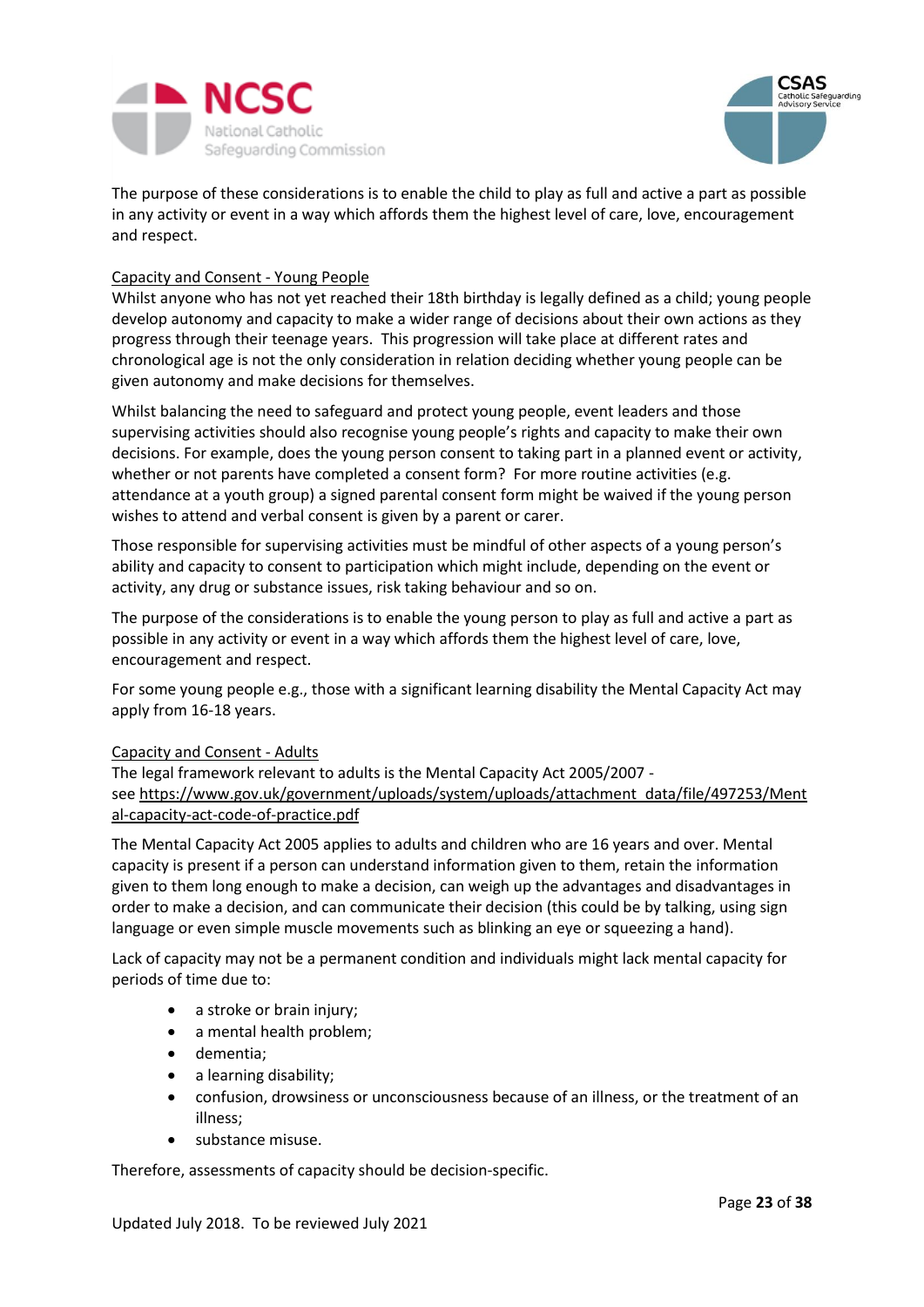The purpose of these considerations is to enable the child to play as full and active a part as possible in any activity or event in a way which affords them the highest level of care, love, encouragement and respect.

<u>Capacity and Consent - Young People</u>

Whilst anyone who has not yet reached their 18th birthday is legally defined as a child; young people develop autonomy and capacity to make a wider range of decisions about their own actions as they progress through their teenage years. This progression will take place at different rates and chronological age is not the only consideration in relation deciding whether young people can be given autonomy and make decisions for themselves.

Whilst balancing the need to safeguard and protect young people, event leaders and those supervising activities should also recognise young people's rights and capacity to make their own decisions. For example, does the young person consent to taking part in a planned event or activity, whether or not parents have completed a consent form? For more routine activities (e.g. attendance at a youth group) a signed parental consent form might be waived if the young person wishes to attend and verbal consent is given by a parent or carer.

Those responsible for supervising activities must be mindful of other aspects of a young person's ability and capacity to consent to participation which might include, depending on the event or activity, any drug or substance issues, risk taking behaviour and so on.

The purpose of the considerations is to enable the young person to play as full and active a part as possible in any activity or event in a way which affords them the highest level of care, love, encouragement and respect.

For some young people e.g., those with a significant learning disability the Mental Capacity Act may apply from 16-18 years.

<u>Capacity and Consent - Adults</u>

The legal framework relevant to adults is the Mental Capacity Act 2005/2007 - see https://www.gov.uk/government/uploads/system/uploads/attachment_data/file/497253/Mental-capacity-act-code-of-practice.pdf

The Mental Capacity Act 2005 applies to adults and children who are 16 years and over. Mental capacity is present if a person can understand information given to them, retain the information given to them long enough to make a decision, can weigh up the advantages and disadvantages in order to make a decision, and can communicate their decision (this could be by talking, using sign language or even simple muscle movements such as blinking an eye or squeezing a hand).

Lack of capacity may not be a permanent condition and individuals might lack mental capacity for periods of time due to:

- a stroke or brain injury;
- a mental health problem;
- dementia;
- a learning disability;
- confusion, drowsiness or unconsciousness because of an illness, or the treatment of an illness;
- substance misuse.

Therefore, assessments of capacity should be decision-specific.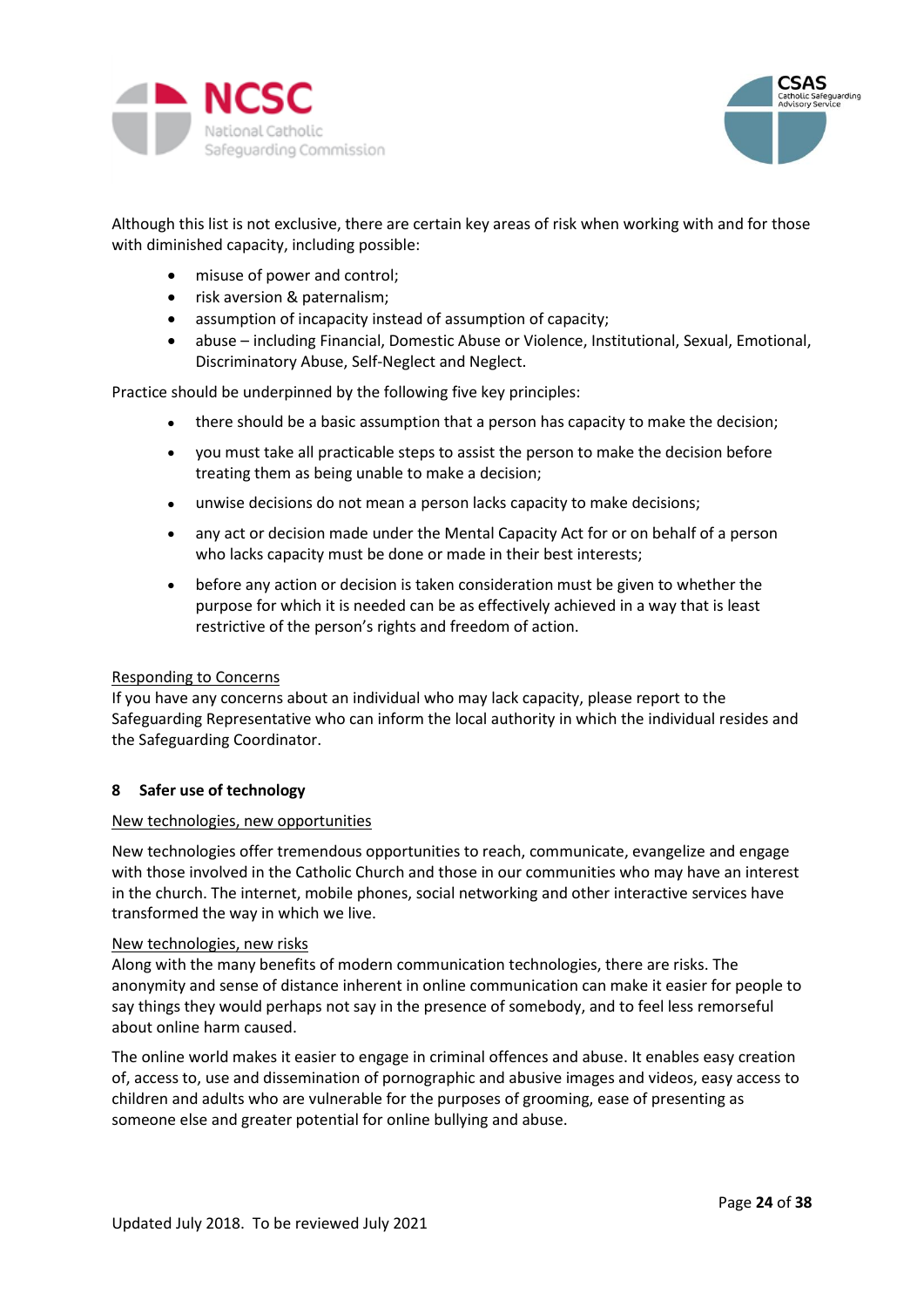Although this list is not exclusive, there are certain key areas of risk when working with and for those with diminished capacity, including possible:

- misuse of power and control;
- risk aversion & paternalism;
- assumption of incapacity instead of assumption of capacity;
- abuse – including Financial, Domestic Abuse or Violence, Institutional, Sexual, Emotional, Discriminatory Abuse, Self-Neglect and Neglect.

Practice should be underpinned by the following five key principles:

- there should be a basic assumption that a person has capacity to make the decision;
- you must take all practicable steps to assist the person to make the decision before treating them as being unable to make a decision;
- unwise decisions do not mean a person lacks capacity to make decisions;
- any act or decision made under the Mental Capacity Act for or on behalf of a person who lacks capacity must be done or made in their best interests;
- before any action or decision is taken consideration must be given to whether the purpose for which it is needed can be as effectively achieved in a way that is least restrictive of the person's rights and freedom of action.

<u>Responding to Concerns</u>

If you have any concerns about an individual who may lack capacity, please report to the Safeguarding Representative who can inform the local authority in which the individual resides and the Safeguarding Coordinator.

## 8 Safer use of technology

<u>New technologies, new opportunities</u>

New technologies offer tremendous opportunities to reach, communicate, evangelize and engage with those involved in the Catholic Church and those in our communities who may have an interest in the church. The internet, mobile phones, social networking and other interactive services have transformed the way in which we live.

<u>New technologies, new risks</u>

Along with the many benefits of modern communication technologies, there are risks. The anonymity and sense of distance inherent in online communication can make it easier for people to say things they would perhaps not say in the presence of somebody, and to feel less remorseful about online harm caused.

The online world makes it easier to engage in criminal offences and abuse. It enables easy creation of, access to, use and dissemination of pornographic and abusive images and videos, easy access to children and adults who are vulnerable for the purposes of grooming, ease of presenting as someone else and greater potential for online bullying and abuse.

Updated July 2018. To be reviewed July 2021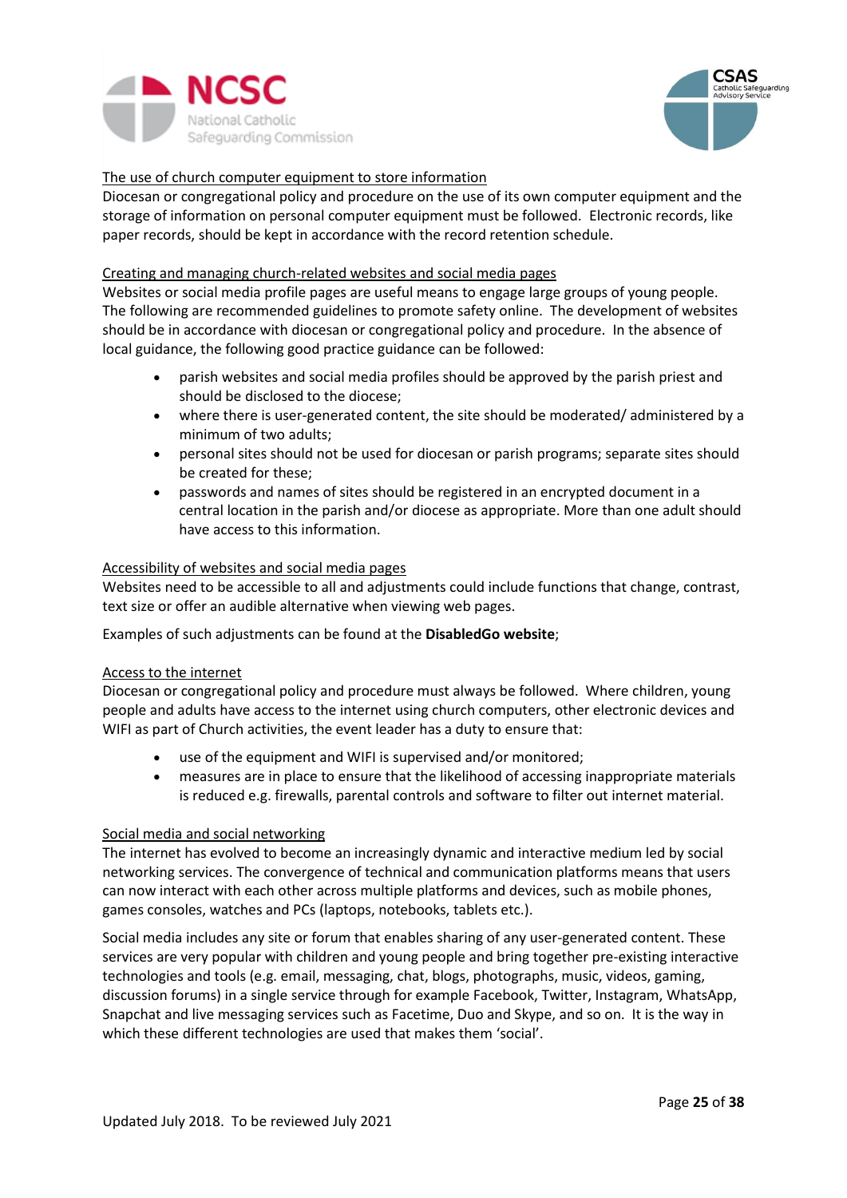The use of church computer equipment to store information

Diocesan or congregational policy and procedure on the use of its own computer equipment and the storage of information on personal computer equipment must be followed. Electronic records, like paper records, should be kept in accordance with the record retention schedule.

Creating and managing church-related websites and social media pages

Websites or social media profile pages are useful means to engage large groups of young people. The following are recommended guidelines to promote safety online. The development of websites should be in accordance with diocesan or congregational policy and procedure. In the absence of local guidance, the following good practice guidance can be followed:

- parish websites and social media profiles should be approved by the parish priest and should be disclosed to the diocese;
- where there is user-generated content, the site should be moderated/ administered by a minimum of two adults;
- personal sites should not be used for diocesan or parish programs; separate sites should be created for these;
- passwords and names of sites should be registered in an encrypted document in a central location in the parish and/or diocese as appropriate. More than one adult should have access to this information.

Accessibility of websites and social media pages

Websites need to be accessible to all and adjustments could include functions that change, contrast, text size or offer an audible alternative when viewing web pages.

Examples of such adjustments can be found at the **DisabledGo website**;

Access to the internet

Diocesan or congregational policy and procedure must always be followed. Where children, young people and adults have access to the internet using church computers, other electronic devices and WIFI as part of Church activities, the event leader has a duty to ensure that:

- use of the equipment and WIFI is supervised and/or monitored;
- measures are in place to ensure that the likelihood of accessing inappropriate materials is reduced e.g. firewalls, parental controls and software to filter out internet material.

Social media and social networking

The internet has evolved to become an increasingly dynamic and interactive medium led by social networking services. The convergence of technical and communication platforms means that users can now interact with each other across multiple platforms and devices, such as mobile phones, games consoles, watches and PCs (laptops, notebooks, tablets etc.).

Social media includes any site or forum that enables sharing of any user-generated content. These services are very popular with children and young people and bring together pre-existing interactive technologies and tools (e.g. email, messaging, chat, blogs, photographs, music, videos, gaming, discussion forums) in a single service through for example Facebook, Twitter, Instagram, WhatsApp, Snapchat and live messaging services such as Facetime, Duo and Skype, and so on. It is the way in which these different technologies are used that makes them 'social'.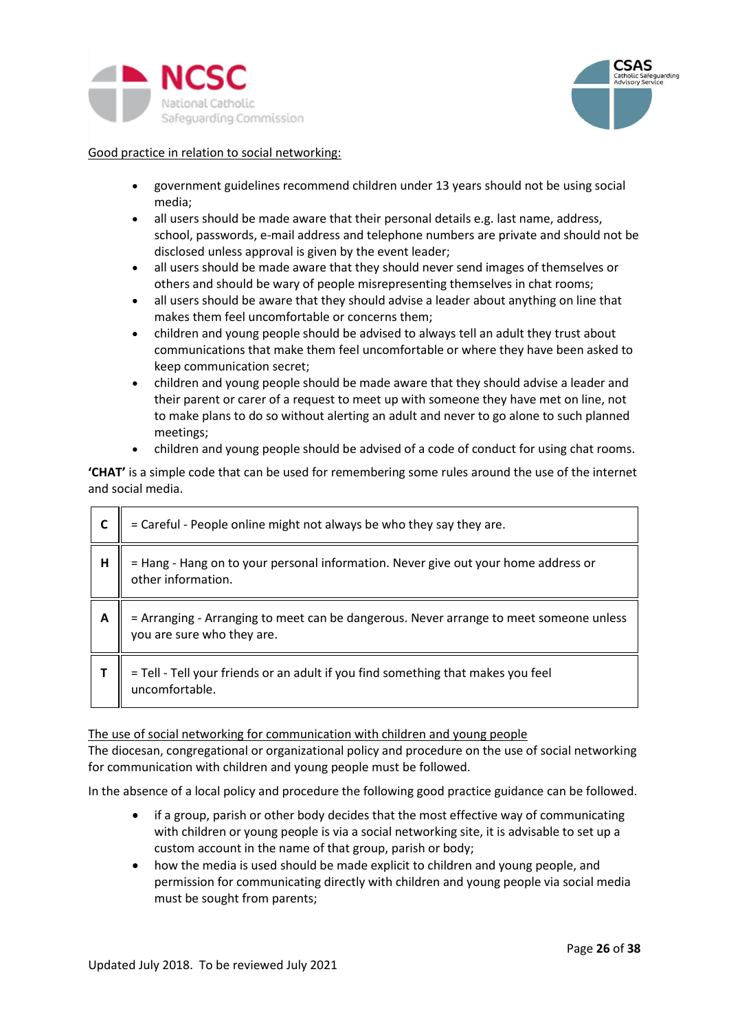Good practice in relation to social networking:

- government guidelines recommend children under 13 years should not be using social media;
- all users should be made aware that their personal details e.g. last name, address, school, passwords, e-mail address and telephone numbers are private and should not be disclosed unless approval is given by the event leader;
- all users should be made aware that they should never send images of themselves or others and should be wary of people misrepresenting themselves in chat rooms;
- all users should be aware that they should advise a leader about anything on line that makes them feel uncomfortable or concerns them;
- children and young people should be advised to always tell an adult they trust about communications that make them feel uncomfortable or where they have been asked to keep communication secret;
- children and young people should be made aware that they should advise a leader and their parent or carer of a request to meet up with someone they have met on line, not to make plans to do so without alerting an adult and never to go alone to such planned meetings;
- children and young people should be advised of a code of conduct for using chat rooms.

**'CHAT'** is a simple code that can be used for remembering some rules around the use of the internet and social media.

| | |
|---|---|
| **C** | = Careful - People online might not always be who they say they are. |
| **H** | = Hang - Hang on to your personal information. Never give out your home address or other information. |
| **A** | = Arranging - Arranging to meet can be dangerous. Never arrange to meet someone unless you are sure who they are. |
| **T** | = Tell - Tell your friends or an adult if you find something that makes you feel uncomfortable. |

The use of social networking for communication with children and young people

The diocesan, congregational or organizational policy and procedure on the use of social networking for communication with children and young people must be followed.

In the absence of a local policy and procedure the following good practice guidance can be followed.

- if a group, parish or other body decides that the most effective way of communicating with children or young people is via a social networking site, it is advisable to set up a custom account in the name of that group, parish or body;
- how the media is used should be made explicit to children and young people, and permission for communicating directly with children and young people via social media must be sought from parents;

Updated July 2018. To be reviewed July 2021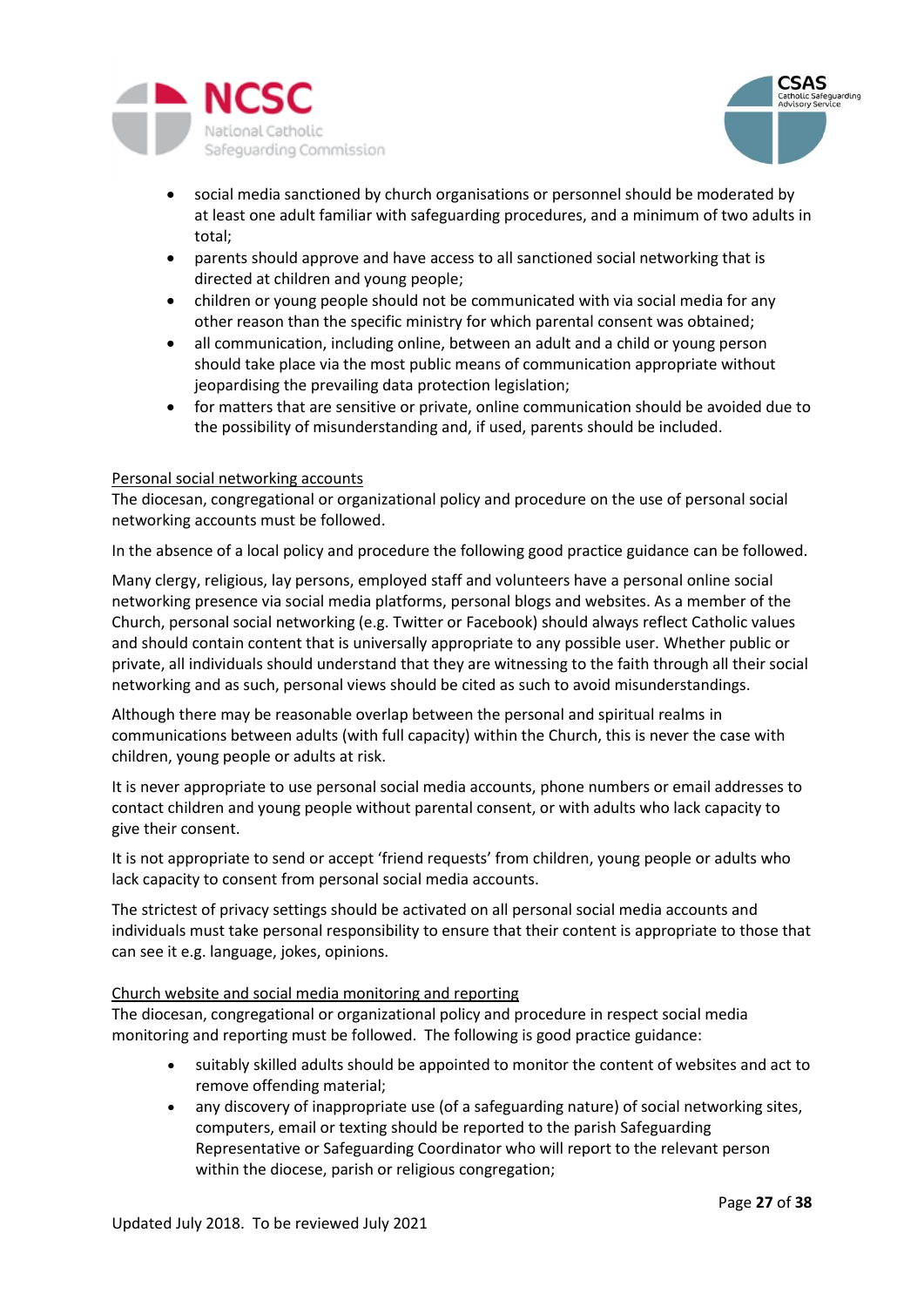- social media sanctioned by church organisations or personnel should be moderated by at least one adult familiar with safeguarding procedures, and a minimum of two adults in total;
- parents should approve and have access to all sanctioned social networking that is directed at children and young people;
- children or young people should not be communicated with via social media for any other reason than the specific ministry for which parental consent was obtained;
- all communication, including online, between an adult and a child or young person should take place via the most public means of communication appropriate without jeopardising the prevailing data protection legislation;
- for matters that are sensitive or private, online communication should be avoided due to the possibility of misunderstanding and, if used, parents should be included.

<u>Personal social networking accounts</u>

The diocesan, congregational or organizational policy and procedure on the use of personal social networking accounts must be followed.

In the absence of a local policy and procedure the following good practice guidance can be followed.

Many clergy, religious, lay persons, employed staff and volunteers have a personal online social networking presence via social media platforms, personal blogs and websites. As a member of the Church, personal social networking (e.g. Twitter or Facebook) should always reflect Catholic values and should contain content that is universally appropriate to any possible user. Whether public or private, all individuals should understand that they are witnessing to the faith through all their social networking and as such, personal views should be cited as such to avoid misunderstandings.

Although there may be reasonable overlap between the personal and spiritual realms in communications between adults (with full capacity) within the Church, this is never the case with children, young people or adults at risk.

It is never appropriate to use personal social media accounts, phone numbers or email addresses to contact children and young people without parental consent, or with adults who lack capacity to give their consent.

It is not appropriate to send or accept 'friend requests' from children, young people or adults who lack capacity to consent from personal social media accounts.

The strictest of privacy settings should be activated on all personal social media accounts and individuals must take personal responsibility to ensure that their content is appropriate to those that can see it e.g. language, jokes, opinions.

<u>Church website and social media monitoring and reporting</u>

The diocesan, congregational or organizational policy and procedure in respect social media monitoring and reporting must be followed. The following is good practice guidance:

- suitably skilled adults should be appointed to monitor the content of websites and act to remove offending material;
- any discovery of inappropriate use (of a safeguarding nature) of social networking sites, computers, email or texting should be reported to the parish Safeguarding Representative or Safeguarding Coordinator who will report to the relevant person within the diocese, parish or religious congregation;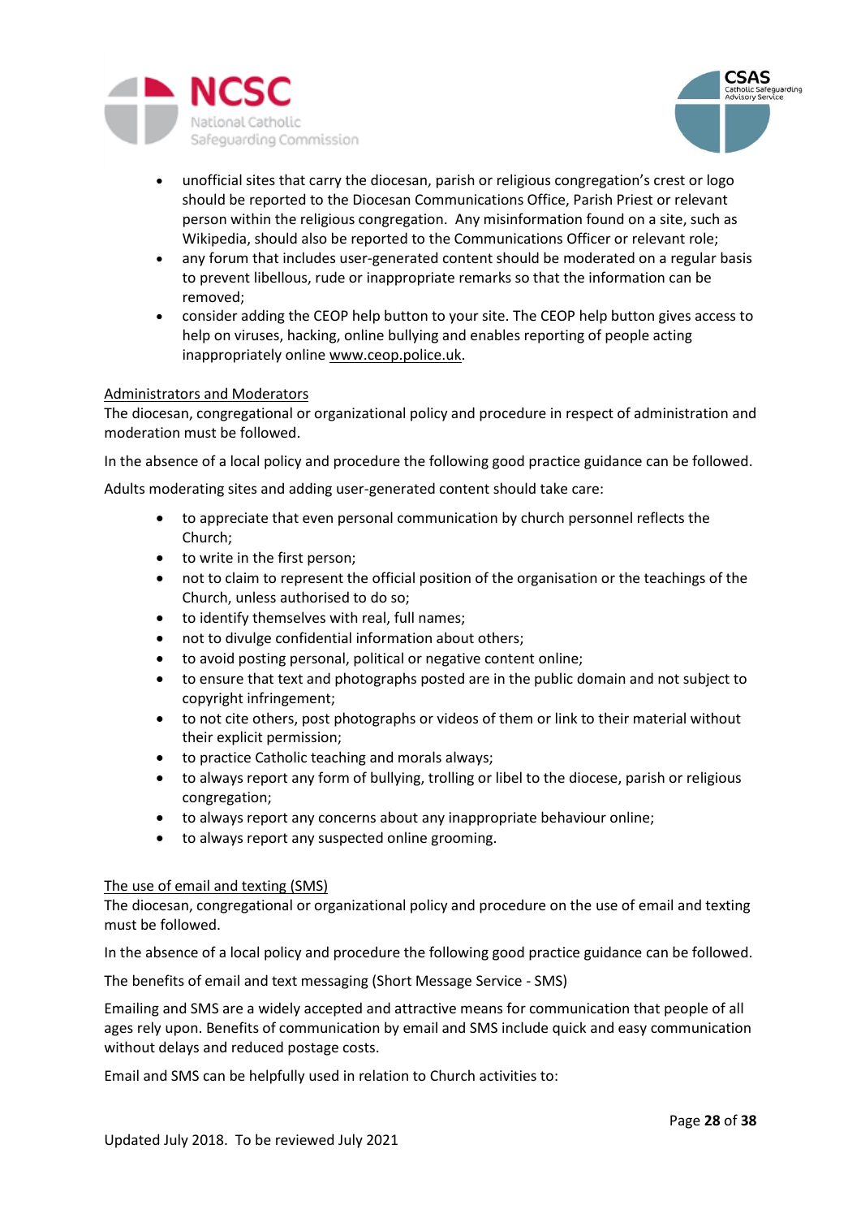- unofficial sites that carry the diocesan, parish or religious congregation's crest or logo should be reported to the Diocesan Communications Office, Parish Priest or relevant person within the religious congregation. Any misinformation found on a site, such as Wikipedia, should also be reported to the Communications Officer or relevant role;
- any forum that includes user-generated content should be moderated on a regular basis to prevent libellous, rude or inappropriate remarks so that the information can be removed;
- consider adding the CEOP help button to your site. The CEOP help button gives access to help on viruses, hacking, online bullying and enables reporting of people acting inappropriately online www.ceop.police.uk.

<u>Administrators and Moderators</u>

The diocesan, congregational or organizational policy and procedure in respect of administration and moderation must be followed.

In the absence of a local policy and procedure the following good practice guidance can be followed.

Adults moderating sites and adding user-generated content should take care:

- to appreciate that even personal communication by church personnel reflects the Church;
- to write in the first person;
- not to claim to represent the official position of the organisation or the teachings of the Church, unless authorised to do so;
- to identify themselves with real, full names;
- not to divulge confidential information about others;
- to avoid posting personal, political or negative content online;
- to ensure that text and photographs posted are in the public domain and not subject to copyright infringement;
- to not cite others, post photographs or videos of them or link to their material without their explicit permission;
- to practice Catholic teaching and morals always;
- to always report any form of bullying, trolling or libel to the diocese, parish or religious congregation;
- to always report any concerns about any inappropriate behaviour online;
- to always report any suspected online grooming.

<u>The use of email and texting (SMS)</u>

The diocesan, congregational or organizational policy and procedure on the use of email and texting must be followed.

In the absence of a local policy and procedure the following good practice guidance can be followed.

The benefits of email and text messaging (Short Message Service - SMS)

Emailing and SMS are a widely accepted and attractive means for communication that people of all ages rely upon. Benefits of communication by email and SMS include quick and easy communication without delays and reduced postage costs.

Email and SMS can be helpfully used in relation to Church activities to: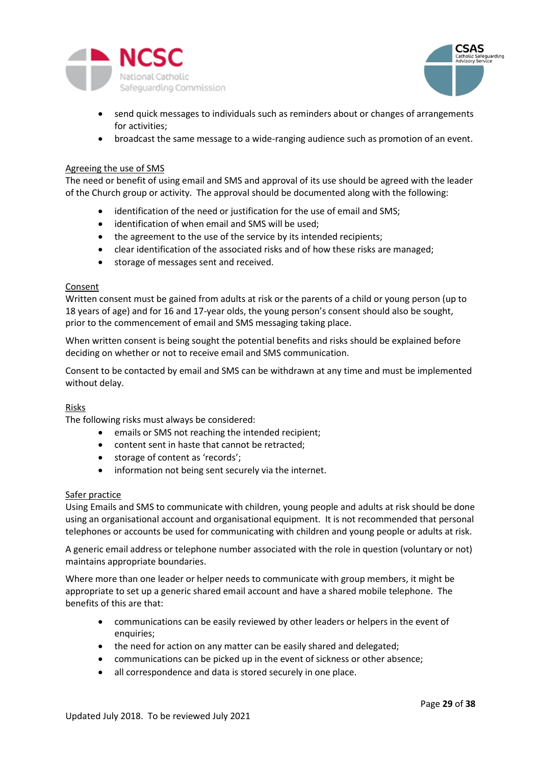- send quick messages to individuals such as reminders about or changes of arrangements for activities;
- broadcast the same message to a wide-ranging audience such as promotion of an event.

Agreeing the use of SMS

The need or benefit of using email and SMS and approval of its use should be agreed with the leader of the Church group or activity. The approval should be documented along with the following:

- identification of the need or justification for the use of email and SMS;
- identification of when email and SMS will be used;
- the agreement to the use of the service by its intended recipients;
- clear identification of the associated risks and of how these risks are managed;
- storage of messages sent and received.

Consent

Written consent must be gained from adults at risk or the parents of a child or young person (up to 18 years of age) and for 16 and 17-year olds, the young person's consent should also be sought, prior to the commencement of email and SMS messaging taking place.

When written consent is being sought the potential benefits and risks should be explained before deciding on whether or not to receive email and SMS communication.

Consent to be contacted by email and SMS can be withdrawn at any time and must be implemented without delay.

Risks

The following risks must always be considered:

- emails or SMS not reaching the intended recipient;
- content sent in haste that cannot be retracted;
- storage of content as 'records';
- information not being sent securely via the internet.

Safer practice

Using Emails and SMS to communicate with children, young people and adults at risk should be done using an organisational account and organisational equipment. It is not recommended that personal telephones or accounts be used for communicating with children and young people or adults at risk.

A generic email address or telephone number associated with the role in question (voluntary or not) maintains appropriate boundaries.

Where more than one leader or helper needs to communicate with group members, it might be appropriate to set up a generic shared email account and have a shared mobile telephone. The benefits of this are that:

- communications can be easily reviewed by other leaders or helpers in the event of enquiries;
- the need for action on any matter can be easily shared and delegated;
- communications can be picked up in the event of sickness or other absence;
- all correspondence and data is stored securely in one place.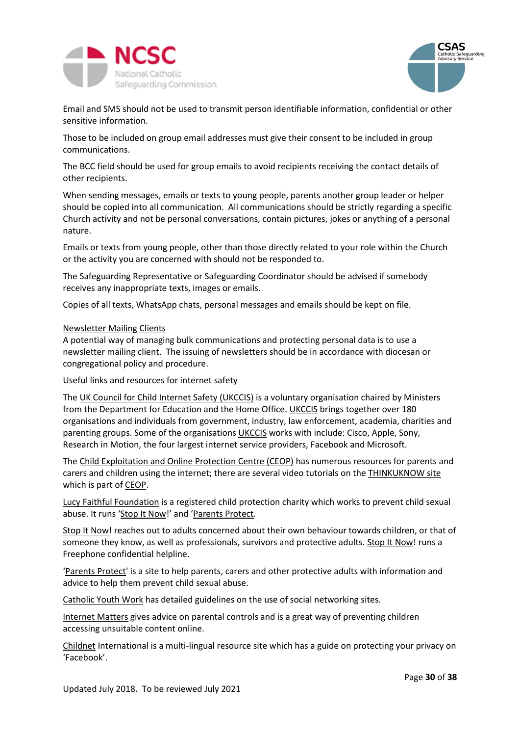Email and SMS should not be used to transmit person identifiable information, confidential or other sensitive information.

Those to be included on group email addresses must give their consent to be included in group communications.

The BCC field should be used for group emails to avoid recipients receiving the contact details of other recipients.

When sending messages, emails or texts to young people, parents another group leader or helper should be copied into all communication. All communications should be strictly regarding a specific Church activity and not be personal conversations, contain pictures, jokes or anything of a personal nature.

Emails or texts from young people, other than those directly related to your role within the Church or the activity you are concerned with should not be responded to.

The Safeguarding Representative or Safeguarding Coordinator should be advised if somebody receives any inappropriate texts, images or emails.

Copies of all texts, WhatsApp chats, personal messages and emails should be kept on file.

Newsletter Mailing Clients
A potential way of managing bulk communications and protecting personal data is to use a newsletter mailing client. The issuing of newsletters should be in accordance with diocesan or congregational policy and procedure.

Useful links and resources for internet safety

The UK Council for Child Internet Safety (UKCCIS) is a voluntary organisation chaired by Ministers from the Department for Education and the Home Office. UKCCIS brings together over 180 organisations and individuals from government, industry, law enforcement, academia, charities and parenting groups. Some of the organisations UKCCIS works with include: Cisco, Apple, Sony, Research in Motion, the four largest internet service providers, Facebook and Microsoft.

The Child Exploitation and Online Protection Centre (CEOP) has numerous resources for parents and carers and children using the internet; there are several video tutorials on the THINKUKNOW site which is part of CEOP.

Lucy Faithful Foundation is a registered child protection charity which works to prevent child sexual abuse. It runs 'Stop It Now!' and 'Parents Protect.

Stop It Now! reaches out to adults concerned about their own behaviour towards children, or that of someone they know, as well as professionals, survivors and protective adults. Stop It Now! runs a Freephone confidential helpline.

'Parents Protect' is a site to help parents, carers and other protective adults with information and advice to help them prevent child sexual abuse.

Catholic Youth Work has detailed guidelines on the use of social networking sites.

Internet Matters gives advice on parental controls and is a great way of preventing children accessing unsuitable content online.

Childnet International is a multi-lingual resource site which has a guide on protecting your privacy on 'Facebook'.

Updated July 2018. To be reviewed July 2021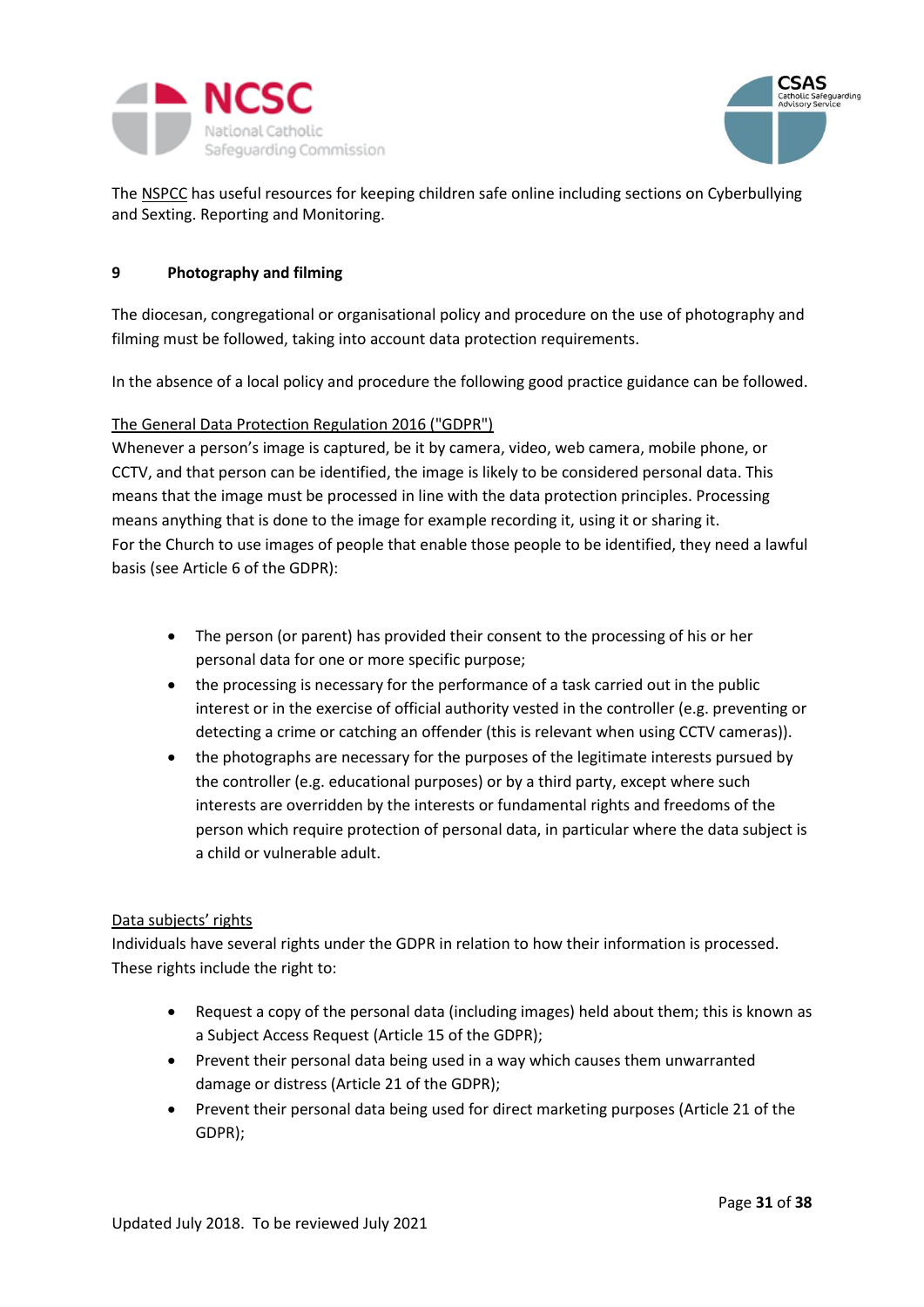The NSPCC has useful resources for keeping children safe online including sections on Cyberbullying and Sexting. Reporting and Monitoring.

## 9 Photography and filming

The diocesan, congregational or organisational policy and procedure on the use of photography and filming must be followed, taking into account data protection requirements.

In the absence of a local policy and procedure the following good practice guidance can be followed.

The General Data Protection Regulation 2016 ("GDPR")

Whenever a person's image is captured, be it by camera, video, web camera, mobile phone, or CCTV, and that person can be identified, the image is likely to be considered personal data. This means that the image must be processed in line with the data protection principles. Processing means anything that is done to the image for example recording it, using it or sharing it.
For the Church to use images of people that enable those people to be identified, they need a lawful basis (see Article 6 of the GDPR):

- The person (or parent) has provided their consent to the processing of his or her personal data for one or more specific purpose;
- the processing is necessary for the performance of a task carried out in the public interest or in the exercise of official authority vested in the controller (e.g. preventing or detecting a crime or catching an offender (this is relevant when using CCTV cameras)).
- the photographs are necessary for the purposes of the legitimate interests pursued by the controller (e.g. educational purposes) or by a third party, except where such interests are overridden by the interests or fundamental rights and freedoms of the person which require protection of personal data, in particular where the data subject is a child or vulnerable adult.

Data subjects' rights

Individuals have several rights under the GDPR in relation to how their information is processed. These rights include the right to:

- Request a copy of the personal data (including images) held about them; this is known as a Subject Access Request (Article 15 of the GDPR);
- Prevent their personal data being used in a way which causes them unwarranted damage or distress (Article 21 of the GDPR);
- Prevent their personal data being used for direct marketing purposes (Article 21 of the GDPR);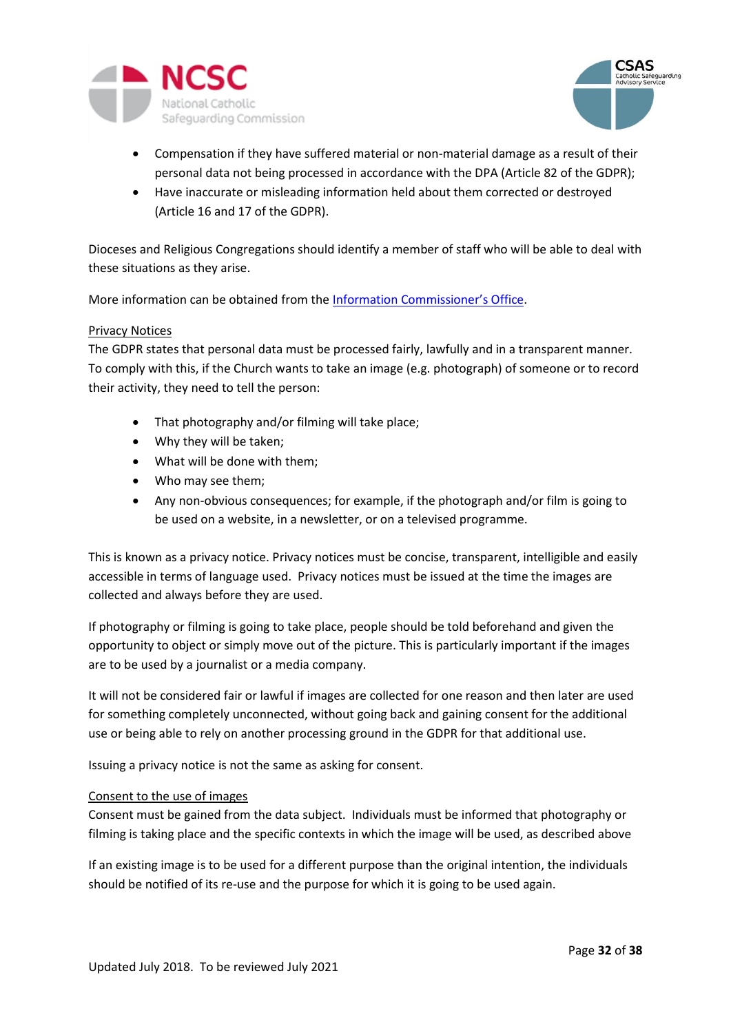- Compensation if they have suffered material or non-material damage as a result of their personal data not being processed in accordance with the DPA (Article 82 of the GDPR);
- Have inaccurate or misleading information held about them corrected or destroyed (Article 16 and 17 of the GDPR).

Dioceses and Religious Congregations should identify a member of staff who will be able to deal with these situations as they arise.

More information can be obtained from the Information Commissioner's Office.

Privacy Notices

The GDPR states that personal data must be processed fairly, lawfully and in a transparent manner. To comply with this, if the Church wants to take an image (e.g. photograph) of someone or to record their activity, they need to tell the person:

- That photography and/or filming will take place;
- Why they will be taken;
- What will be done with them;
- Who may see them;
- Any non-obvious consequences; for example, if the photograph and/or film is going to be used on a website, in a newsletter, or on a televised programme.

This is known as a privacy notice. Privacy notices must be concise, transparent, intelligible and easily accessible in terms of language used. Privacy notices must be issued at the time the images are collected and always before they are used.

If photography or filming is going to take place, people should be told beforehand and given the opportunity to object or simply move out of the picture. This is particularly important if the images are to be used by a journalist or a media company.

It will not be considered fair or lawful if images are collected for one reason and then later are used for something completely unconnected, without going back and gaining consent for the additional use or being able to rely on another processing ground in the GDPR for that additional use.

Issuing a privacy notice is not the same as asking for consent.

Consent to the use of images

Consent must be gained from the data subject. Individuals must be informed that photography or filming is taking place and the specific contexts in which the image will be used, as described above

If an existing image is to be used for a different purpose than the original intention, the individuals should be notified of its re-use and the purpose for which it is going to be used again.

Updated July 2018. To be reviewed July 2021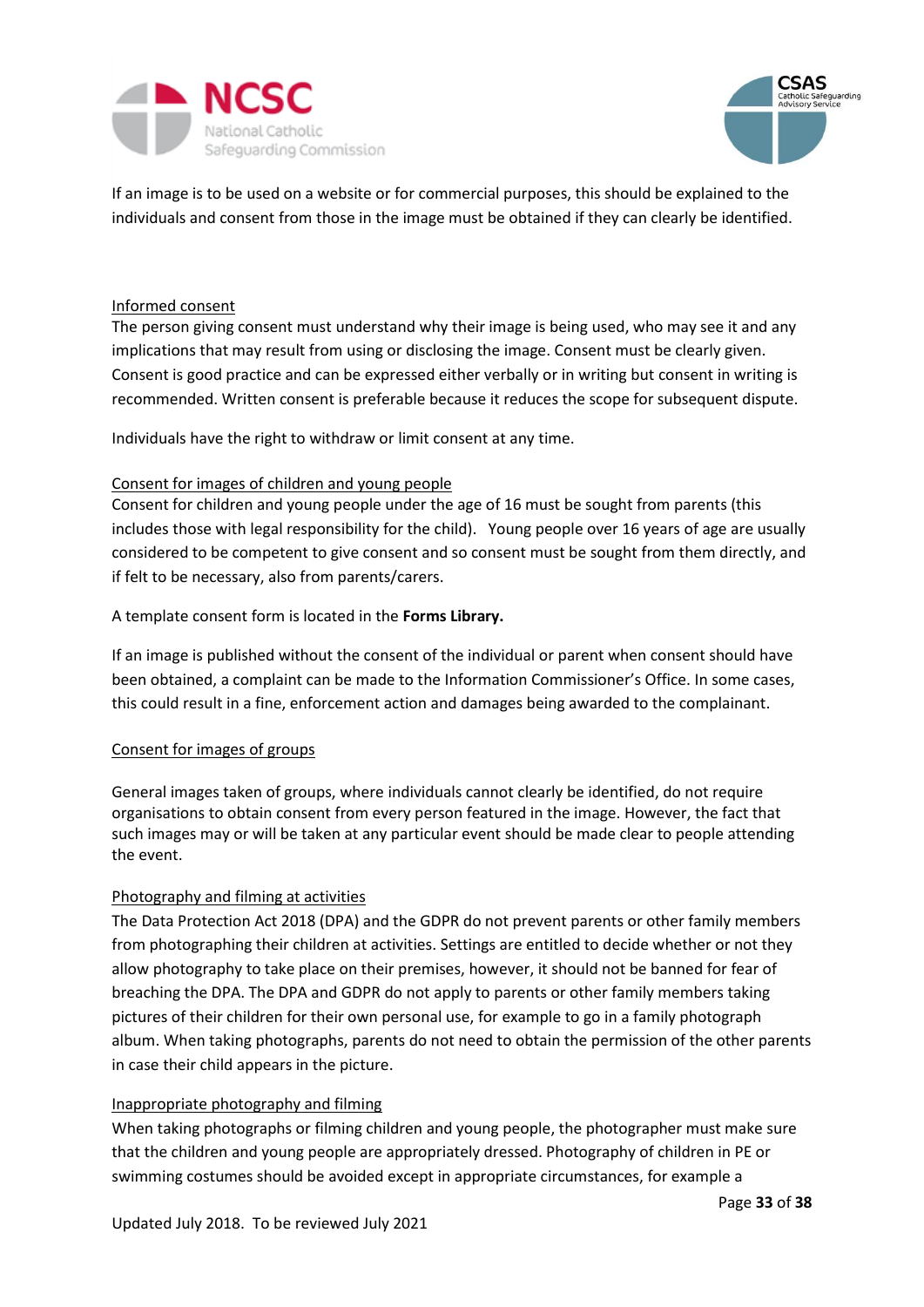If an image is to be used on a website or for commercial purposes, this should be explained to the individuals and consent from those in the image must be obtained if they can clearly be identified.

<u>Informed consent</u>

The person giving consent must understand why their image is being used, who may see it and any implications that may result from using or disclosing the image. Consent must be clearly given. Consent is good practice and can be expressed either verbally or in writing but consent in writing is recommended. Written consent is preferable because it reduces the scope for subsequent dispute.

Individuals have the right to withdraw or limit consent at any time.

<u>Consent for images of children and young people</u>

Consent for children and young people under the age of 16 must be sought from parents (this includes those with legal responsibility for the child). Young people over 16 years of age are usually considered to be competent to give consent and so consent must be sought from them directly, and if felt to be necessary, also from parents/carers.

A template consent form is located in the **Forms Library.**

If an image is published without the consent of the individual or parent when consent should have been obtained, a complaint can be made to the Information Commissioner's Office. In some cases, this could result in a fine, enforcement action and damages being awarded to the complainant.

<u>Consent for images of groups</u>

General images taken of groups, where individuals cannot clearly be identified, do not require organisations to obtain consent from every person featured in the image. However, the fact that such images may or will be taken at any particular event should be made clear to people attending the event.

<u>Photography and filming at activities</u>

The Data Protection Act 2018 (DPA) and the GDPR do not prevent parents or other family members from photographing their children at activities. Settings are entitled to decide whether or not they allow photography to take place on their premises, however, it should not be banned for fear of breaching the DPA. The DPA and GDPR do not apply to parents or other family members taking pictures of their children for their own personal use, for example to go in a family photograph album. When taking photographs, parents do not need to obtain the permission of the other parents in case their child appears in the picture.

<u>Inappropriate photography and filming</u>

When taking photographs or filming children and young people, the photographer must make sure that the children and young people are appropriately dressed. Photography of children in PE or swimming costumes should be avoided except in appropriate circumstances, for example a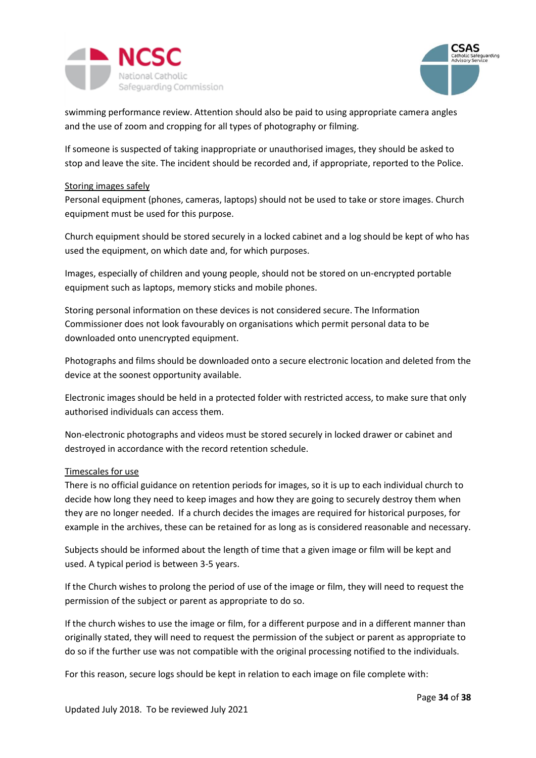swimming performance review. Attention should also be paid to using appropriate camera angles and the use of zoom and cropping for all types of photography or filming.

If someone is suspected of taking inappropriate or unauthorised images, they should be asked to stop and leave the site. The incident should be recorded and, if appropriate, reported to the Police.

<u>Storing images safely</u>

Personal equipment (phones, cameras, laptops) should not be used to take or store images. Church equipment must be used for this purpose.

Church equipment should be stored securely in a locked cabinet and a log should be kept of who has used the equipment, on which date and, for which purposes.

Images, especially of children and young people, should not be stored on un-encrypted portable equipment such as laptops, memory sticks and mobile phones.

Storing personal information on these devices is not considered secure. The Information Commissioner does not look favourably on organisations which permit personal data to be downloaded onto unencrypted equipment.

Photographs and films should be downloaded onto a secure electronic location and deleted from the device at the soonest opportunity available.

Electronic images should be held in a protected folder with restricted access, to make sure that only authorised individuals can access them.

Non-electronic photographs and videos must be stored securely in locked drawer or cabinet and destroyed in accordance with the record retention schedule.

<u>Timescales for use</u>

There is no official guidance on retention periods for images, so it is up to each individual church to decide how long they need to keep images and how they are going to securely destroy them when they are no longer needed. If a church decides the images are required for historical purposes, for example in the archives, these can be retained for as long as is considered reasonable and necessary.

Subjects should be informed about the length of time that a given image or film will be kept and used. A typical period is between 3-5 years.

If the Church wishes to prolong the period of use of the image or film, they will need to request the permission of the subject or parent as appropriate to do so.

If the church wishes to use the image or film, for a different purpose and in a different manner than originally stated, they will need to request the permission of the subject or parent as appropriate to do so if the further use was not compatible with the original processing notified to the individuals.

For this reason, secure logs should be kept in relation to each image on file complete with: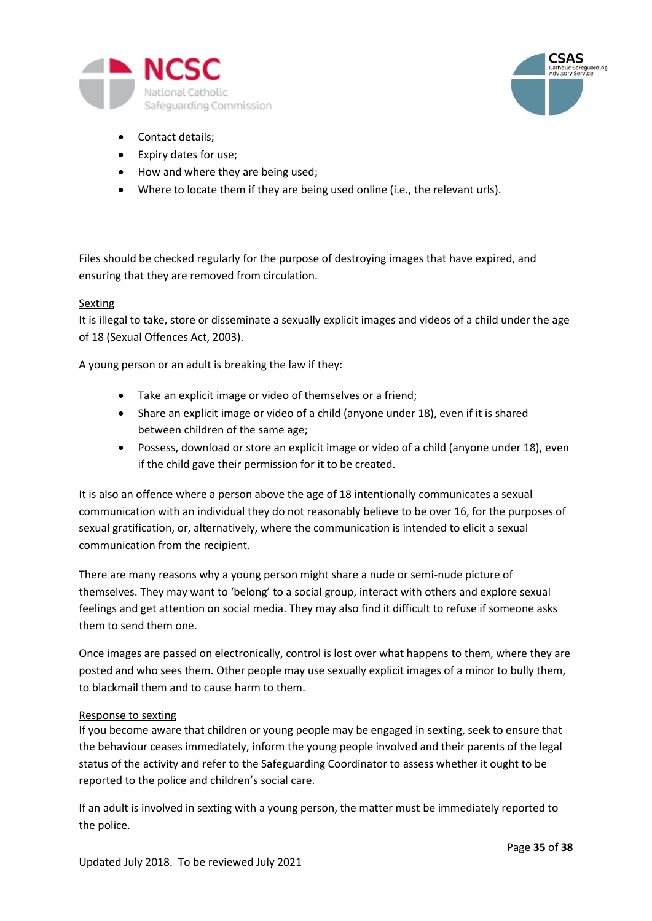- Contact details;
- Expiry dates for use;
- How and where they are being used;
- Where to locate them if they are being used online (i.e., the relevant urls).

Files should be checked regularly for the purpose of destroying images that have expired, and ensuring that they are removed from circulation.

Sexting

It is illegal to take, store or disseminate a sexually explicit images and videos of a child under the age of 18 (Sexual Offences Act, 2003).

A young person or an adult is breaking the law if they:

- Take an explicit image or video of themselves or a friend;
- Share an explicit image or video of a child (anyone under 18), even if it is shared between children of the same age;
- Possess, download or store an explicit image or video of a child (anyone under 18), even if the child gave their permission for it to be created.

It is also an offence where a person above the age of 18 intentionally communicates a sexual communication with an individual they do not reasonably believe to be over 16, for the purposes of sexual gratification, or, alternatively, where the communication is intended to elicit a sexual communication from the recipient.

There are many reasons why a young person might share a nude or semi-nude picture of themselves. They may want to 'belong' to a social group, interact with others and explore sexual feelings and get attention on social media. They may also find it difficult to refuse if someone asks them to send them one.

Once images are passed on electronically, control is lost over what happens to them, where they are posted and who sees them. Other people may use sexually explicit images of a minor to bully them, to blackmail them and to cause harm to them.

Response to sexting

If you become aware that children or young people may be engaged in sexting, seek to ensure that the behaviour ceases immediately, inform the young people involved and their parents of the legal status of the activity and refer to the Safeguarding Coordinator to assess whether it ought to be reported to the police and children's social care.

If an adult is involved in sexting with a young person, the matter must be immediately reported to the police.

Updated July 2018. To be reviewed July 2021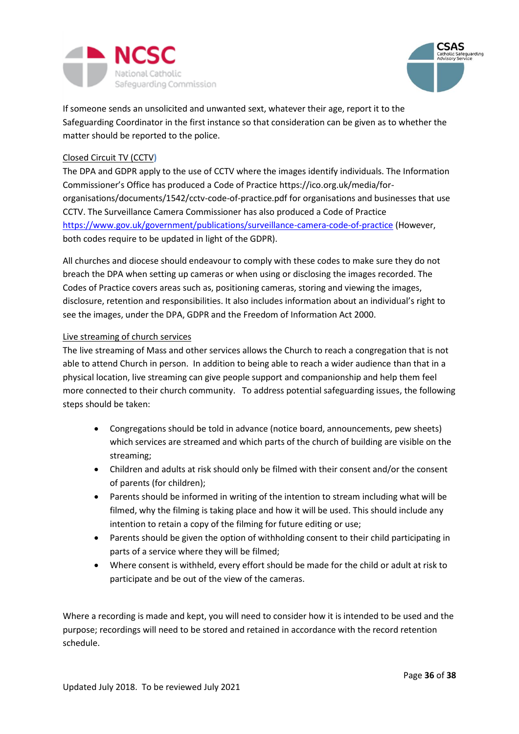If someone sends an unsolicited and unwanted sext, whatever their age, report it to the Safeguarding Coordinator in the first instance so that consideration can be given as to whether the matter should be reported to the police.

Closed Circuit TV (CCTV)

The DPA and GDPR apply to the use of CCTV where the images identify individuals. The Information Commissioner's Office has produced a Code of Practice https://ico.org.uk/media/for-organisations/documents/1542/cctv-code-of-practice.pdf for organisations and businesses that use CCTV. The Surveillance Camera Commissioner has also produced a Code of Practice https://www.gov.uk/government/publications/surveillance-camera-code-of-practice (However, both codes require to be updated in light of the GDPR).

All churches and diocese should endeavour to comply with these codes to make sure they do not breach the DPA when setting up cameras or when using or disclosing the images recorded. The Codes of Practice covers areas such as, positioning cameras, storing and viewing the images, disclosure, retention and responsibilities. It also includes information about an individual's right to see the images, under the DPA, GDPR and the Freedom of Information Act 2000.

Live streaming of church services

The live streaming of Mass and other services allows the Church to reach a congregation that is not able to attend Church in person. In addition to being able to reach a wider audience than that in a physical location, live streaming can give people support and companionship and help them feel more connected to their church community. To address potential safeguarding issues, the following steps should be taken:

- Congregations should be told in advance (notice board, announcements, pew sheets) which services are streamed and which parts of the church of building are visible on the streaming;
- Children and adults at risk should only be filmed with their consent and/or the consent of parents (for children);
- Parents should be informed in writing of the intention to stream including what will be filmed, why the filming is taking place and how it will be used. This should include any intention to retain a copy of the filming for future editing or use;
- Parents should be given the option of withholding consent to their child participating in parts of a service where they will be filmed;
- Where consent is withheld, every effort should be made for the child or adult at risk to participate and be out of the view of the cameras.

Where a recording is made and kept, you will need to consider how it is intended to be used and the purpose; recordings will need to be stored and retained in accordance with the record retention schedule.

Updated July 2018. To be reviewed July 2021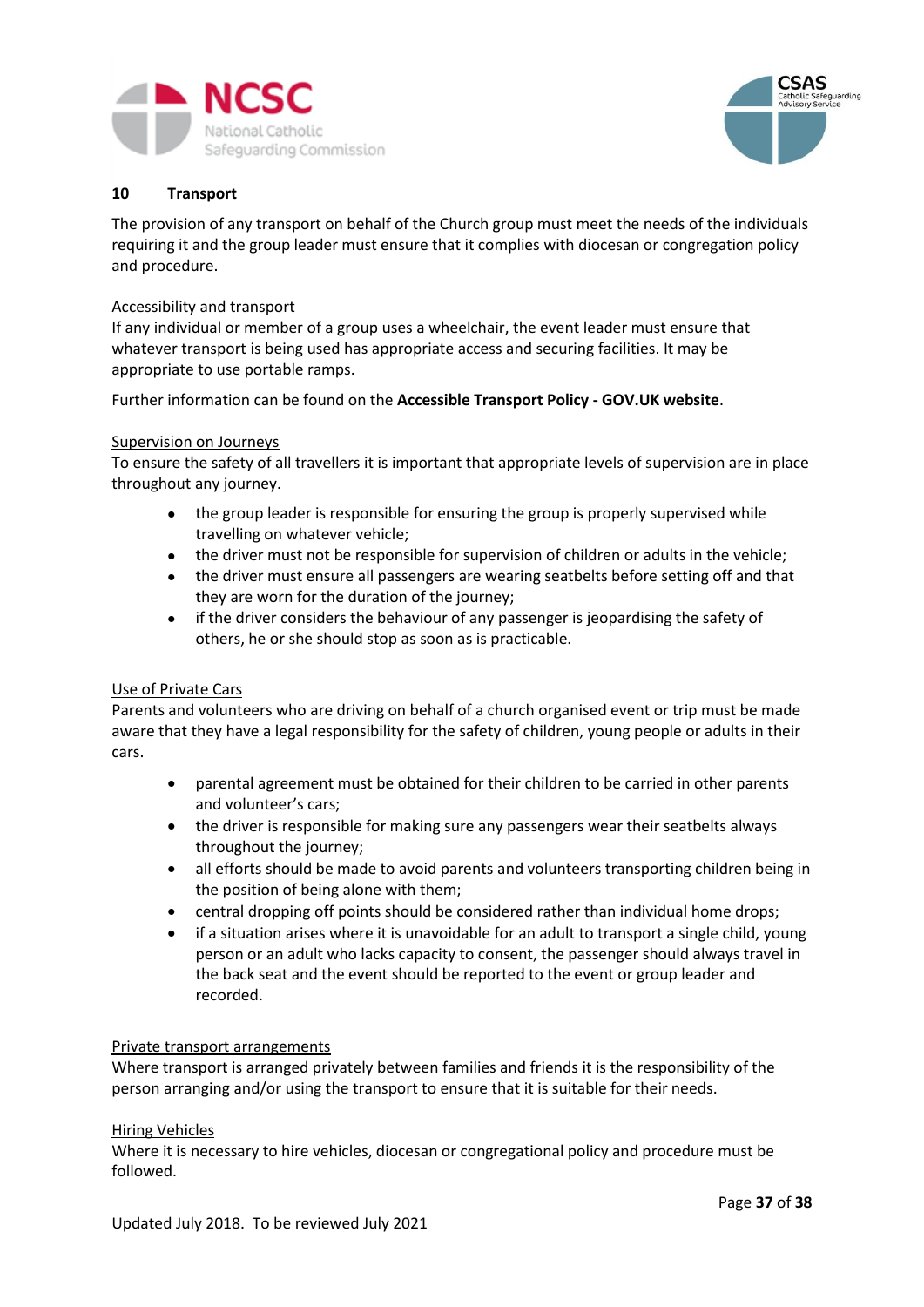## 10 Transport

The provision of any transport on behalf of the Church group must meet the needs of the individuals requiring it and the group leader must ensure that it complies with diocesan or congregation policy and procedure.

### Accessibility and transport

If any individual or member of a group uses a wheelchair, the event leader must ensure that whatever transport is being used has appropriate access and securing facilities. It may be appropriate to use portable ramps.

Further information can be found on the **Accessible Transport Policy - GOV.UK website**.

### Supervision on Journeys

To ensure the safety of all travellers it is important that appropriate levels of supervision are in place throughout any journey.

- the group leader is responsible for ensuring the group is properly supervised while travelling on whatever vehicle;
- the driver must not be responsible for supervision of children or adults in the vehicle;
- the driver must ensure all passengers are wearing seatbelts before setting off and that they are worn for the duration of the journey;
- if the driver considers the behaviour of any passenger is jeopardising the safety of others, he or she should stop as soon as is practicable.

### Use of Private Cars

Parents and volunteers who are driving on behalf of a church organised event or trip must be made aware that they have a legal responsibility for the safety of children, young people or adults in their cars.

- parental agreement must be obtained for their children to be carried in other parents and volunteer's cars;
- the driver is responsible for making sure any passengers wear their seatbelts always throughout the journey;
- all efforts should be made to avoid parents and volunteers transporting children being in the position of being alone with them;
- central dropping off points should be considered rather than individual home drops;
- if a situation arises where it is unavoidable for an adult to transport a single child, young person or an adult who lacks capacity to consent, the passenger should always travel in the back seat and the event should be reported to the event or group leader and recorded.

### Private transport arrangements

Where transport is arranged privately between families and friends it is the responsibility of the person arranging and/or using the transport to ensure that it is suitable for their needs.

### Hiring Vehicles

Where it is necessary to hire vehicles, diocesan or congregational policy and procedure must be followed.

Updated July 2018. To be reviewed July 2021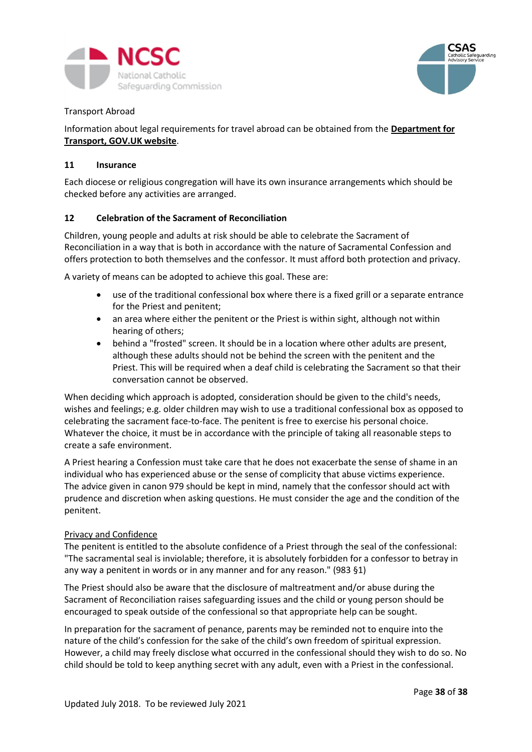Transport Abroad

Information about legal requirements for travel abroad can be obtained from the **Department for Transport, GOV.UK website**.

## 11 Insurance

Each diocese or religious congregation will have its own insurance arrangements which should be checked before any activities are arranged.

## 12 Celebration of the Sacrament of Reconciliation

Children, young people and adults at risk should be able to celebrate the Sacrament of Reconciliation in a way that is both in accordance with the nature of Sacramental Confession and offers protection to both themselves and the confessor. It must afford both protection and privacy.

A variety of means can be adopted to achieve this goal. These are:

- use of the traditional confessional box where there is a fixed grill or a separate entrance for the Priest and penitent;
- an area where either the penitent or the Priest is within sight, although not within hearing of others;
- behind a "frosted" screen. It should be in a location where other adults are present, although these adults should not be behind the screen with the penitent and the Priest. This will be required when a deaf child is celebrating the Sacrament so that their conversation cannot be observed.

When deciding which approach is adopted, consideration should be given to the child's needs, wishes and feelings; e.g. older children may wish to use a traditional confessional box as opposed to celebrating the sacrament face-to-face. The penitent is free to exercise his personal choice. Whatever the choice, it must be in accordance with the principle of taking all reasonable steps to create a safe environment.

A Priest hearing a Confession must take care that he does not exacerbate the sense of shame in an individual who has experienced abuse or the sense of complicity that abuse victims experience. The advice given in canon 979 should be kept in mind, namely that the confessor should act with prudence and discretion when asking questions. He must consider the age and the condition of the penitent.

Privacy and Confidence

The penitent is entitled to the absolute confidence of a Priest through the seal of the confessional: "The sacramental seal is inviolable; therefore, it is absolutely forbidden for a confessor to betray in any way a penitent in words or in any manner and for any reason." (983 §1)

The Priest should also be aware that the disclosure of maltreatment and/or abuse during the Sacrament of Reconciliation raises safeguarding issues and the child or young person should be encouraged to speak outside of the confessional so that appropriate help can be sought.

In preparation for the sacrament of penance, parents may be reminded not to enquire into the nature of the child's confession for the sake of the child's own freedom of spiritual expression. However, a child may freely disclose what occurred in the confessional should they wish to do so. No child should be told to keep anything secret with any adult, even with a Priest in the confessional.

Updated July 2018. To be reviewed July 2021